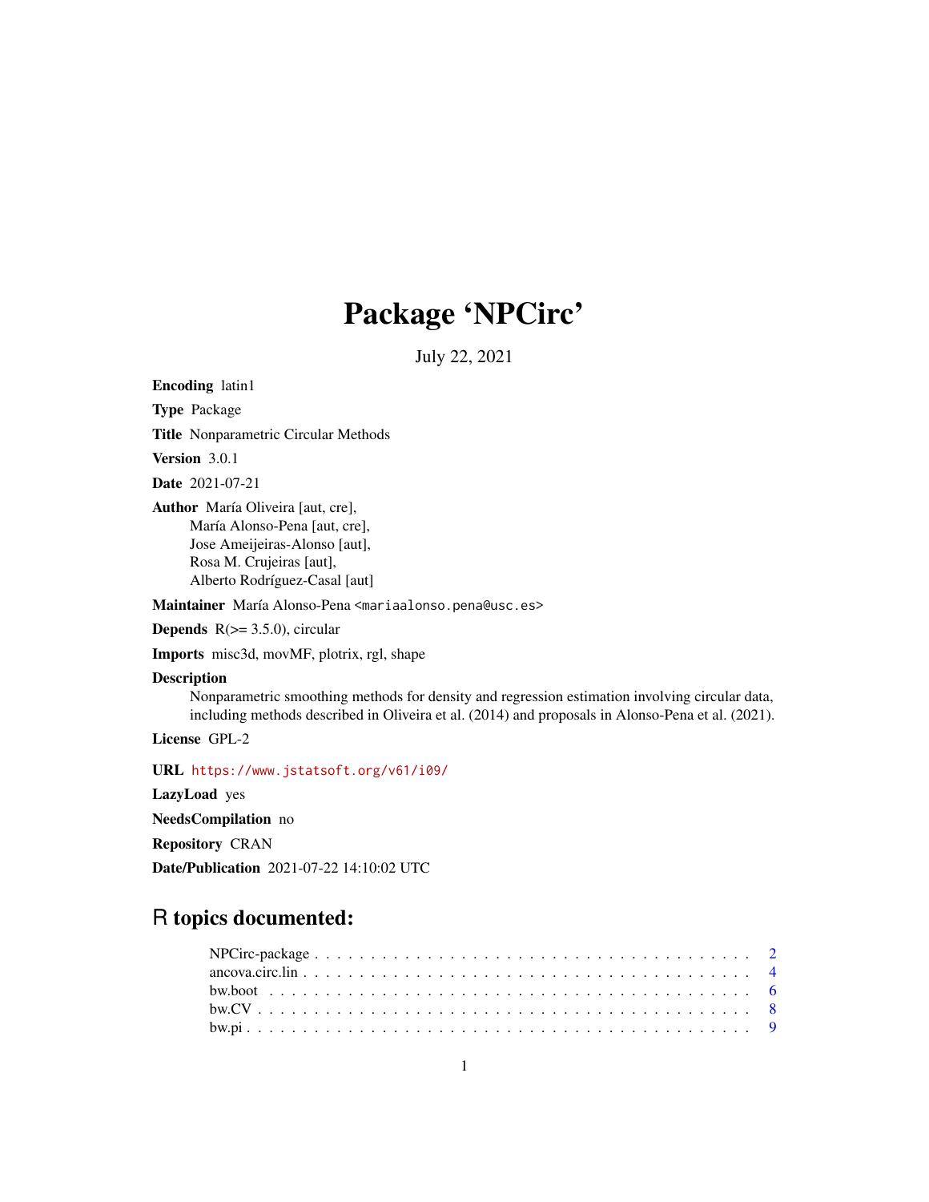# Package 'NPCirc'

July 22, 2021

**Encoding** latin1

**Type** Package

**Title** Nonparametric Circular Methods

**Version** 3.0.1

**Date** 2021-07-21

**Author** María Oliveira [aut, cre],
María Alonso-Pena [aut, cre],
Jose Ameijeiras-Alonso [aut],
Rosa M. Crujeiras [aut],
Alberto Rodríguez-Casal [aut]

**Maintainer** María Alonso-Pena <mariaalonso.pena@usc.es>

**Depends** R(>= 3.5.0), circular

**Imports** misc3d, movMF, plotrix, rgl, shape

**Description**
Nonparametric smoothing methods for density and regression estimation involving circular data, including methods described in Oliveira et al. (2014) and proposals in Alonso-Pena et al. (2021).

**License** GPL-2

**URL** https://www.jstatsoft.org/v61/i09/

**LazyLoad** yes

**NeedsCompilation** no

**Repository** CRAN

**Date/Publication** 2021-07-22 14:10:02 UTC

## R topics documented:

- NPCirc-package . . . . . . . . . . . . . . . . . . . . . . . . . . . . . . . . . . . . 2
- ancova.circ.lin . . . . . . . . . . . . . . . . . . . . . . . . . . . . . . . . . . . . 4
- bw.boot . . . . . . . . . . . . . . . . . . . . . . . . . . . . . . . . . . . . 6
- bw.CV . . . . . . . . . . . . . . . . . . . . . . . . . . . . . . . . . . . . 8
- bw.pi . . . . . . . . . . . . . . . . . . . . . . . . . . . . . . . . . . . . 9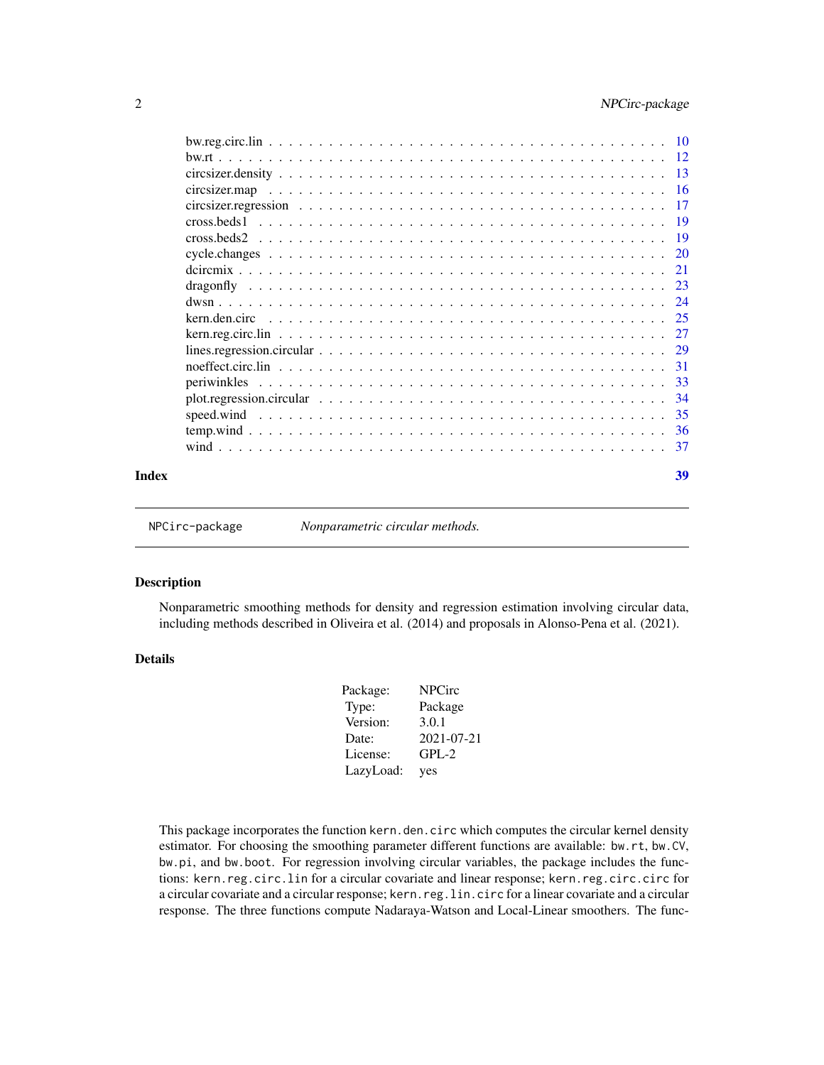bw.reg.circ.lin . . . . . . . . . . . . . . . . . . . . . . . . . . . . . . . . . . . . . 10
bw.rt . . . . . . . . . . . . . . . . . . . . . . . . . . . . . . . . . . . . . . . . . . 12
circsizer.density . . . . . . . . . . . . . . . . . . . . . . . . . . . . . . . . . . . . . 13
circsizer.map . . . . . . . . . . . . . . . . . . . . . . . . . . . . . . . . . . . . . . . 16
circsizer.regression . . . . . . . . . . . . . . . . . . . . . . . . . . . . . . . . . . . 17
cross.beds1 . . . . . . . . . . . . . . . . . . . . . . . . . . . . . . . . . . . . . . . . 19
cross.beds2 . . . . . . . . . . . . . . . . . . . . . . . . . . . . . . . . . . . . . . . . 19
cycle.changes . . . . . . . . . . . . . . . . . . . . . . . . . . . . . . . . . . . . . . . 20
dcircmix . . . . . . . . . . . . . . . . . . . . . . . . . . . . . . . . . . . . . . . . . . 21
dragonfly . . . . . . . . . . . . . . . . . . . . . . . . . . . . . . . . . . . . . . . . . 23
dwsn . . . . . . . . . . . . . . . . . . . . . . . . . . . . . . . . . . . . . . . . . . . . 24
kern.den.circ . . . . . . . . . . . . . . . . . . . . . . . . . . . . . . . . . . . . . . . 25
kern.reg.circ.lin . . . . . . . . . . . . . . . . . . . . . . . . . . . . . . . . . . . . . 27
lines.regression.circular . . . . . . . . . . . . . . . . . . . . . . . . . . . . . . . . 29
noeffect.circ.lin . . . . . . . . . . . . . . . . . . . . . . . . . . . . . . . . . . . . . 31
periwinkles . . . . . . . . . . . . . . . . . . . . . . . . . . . . . . . . . . . . . . . . 33
plot.regression.circular . . . . . . . . . . . . . . . . . . . . . . . . . . . . . . . . . 34
speed.wind . . . . . . . . . . . . . . . . . . . . . . . . . . . . . . . . . . . . . . . . . 35
temp.wind . . . . . . . . . . . . . . . . . . . . . . . . . . . . . . . . . . . . . . . . . . 36
wind . . . . . . . . . . . . . . . . . . . . . . . . . . . . . . . . . . . . . . . . . . . . 37

**Index** **39**

---

# NPCirc-package — *Nonparametric circular methods.*

## Description

Nonparametric smoothing methods for density and regression estimation involving circular data, including methods described in Oliveira et al. (2014) and proposals in Alonso-Pena et al. (2021).

## Details

| | |
|---|---|
| Package: | NPCirc |
| Type: | Package |
| Version: | 3.0.1 |
| Date: | 2021-07-21 |
| License: | GPL-2 |
| LazyLoad: | yes |

This package incorporates the function `kern.den.circ` which computes the circular kernel density estimator. For choosing the smoothing parameter different functions are available: `bw.rt`, `bw.CV`, `bw.pi`, and `bw.boot`. For regression involving circular variables, the package includes the functions: `kern.reg.circ.lin` for a circular covariate and linear response; `kern.reg.circ.circ` for a circular covariate and a circular response; `kern.reg.lin.circ` for a linear covariate and a circular response. The three functions compute Nadaraya-Watson and Local-Linear smoothers. The func-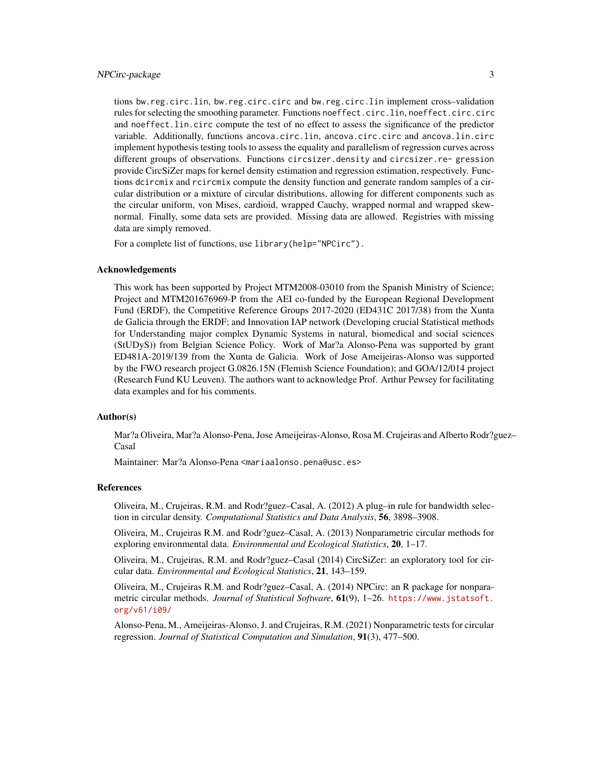tions `bw.reg.circ.lin`, `bw.reg.circ.circ` and `bw.reg.circ.lin` implement cross–validation rules for selecting the smoothing parameter. Functions `noeffect.circ.lin`, `noeffect.circ.circ` and `noeffect.lin.circ` compute the test of no effect to assess the significance of the predictor variable. Additionally, functions `ancova.circ.lin`, `ancova.circ.circ` and `ancova.lin.circ` implement hypothesis testing tools to assess the equality and parallelism of regression curves across different groups of observations. Functions `circsizer.density` and `circsizer.re- gression` provide CircSiZer maps for kernel density estimation and regression estimation, respectively. Functions `dcircmix` and `rcircmix` compute the density function and generate random samples of a circular distribution or a mixture of circular distributions, allowing for different components such as the circular uniform, von Mises, cardioid, wrapped Cauchy, wrapped normal and wrapped skew-normal. Finally, some data sets are provided. Missing data are allowed. Registries with missing data are simply removed.

For a complete list of functions, use `library(help="NPCirc")`.

## Acknowledgements

This work has been supported by Project MTM2008-03010 from the Spanish Ministry of Science; Project and MTM201676969-P from the AEI co-funded by the European Regional Development Fund (ERDF), the Competitive Reference Groups 2017-2020 (ED431C 2017/38) from the Xunta de Galicia through the ERDF; and Innovation IAP network (Developing crucial Statistical methods for Understanding major complex Dynamic Systems in natural, biomedical and social sciences (StUDyS)) from Belgian Science Policy. Work of Mar?a Alonso-Pena was supported by grant ED481A-2019/139 from the Xunta de Galicia. Work of Jose Ameijeiras-Alonso was supported by the FWO research project G.0826.15N (Flemish Science Foundation); and GOA/12/014 project (Research Fund KU Leuven). The authors want to acknowledge Prof. Arthur Pewsey for facilitating data examples and for his comments.

## Author(s)

Mar?a Oliveira, Mar?a Alonso-Pena, Jose Ameijeiras-Alonso, Rosa M. Crujeiras and Alberto Rodr?guez–Casal

Maintainer: Mar?a Alonso-Pena <mariaalonso.pena@usc.es>

## References

Oliveira, M., Crujeiras, R.M. and Rodr?guez–Casal, A. (2012) A plug–in rule for bandwidth selection in circular density. *Computational Statistics and Data Analysis*, **56**, 3898–3908.

Oliveira, M., Crujeiras R.M. and Rodr?guez–Casal, A. (2013) Nonparametric circular methods for exploring environmental data. *Environmental and Ecological Statistics*, **20**, 1–17.

Oliveira, M., Crujeiras, R.M. and Rodr?guez–Casal (2014) CircSiZer: an exploratory tool for circular data. *Environmental and Ecological Statistics*, **21**, 143–159.

Oliveira, M., Crujeiras R.M. and Rodr?guez–Casal, A. (2014) NPCirc: an R package for nonparametric circular methods. *Journal of Statistical Software*, **61**(9), 1–26. https://www.jstatsoft.org/v61/i09/

Alonso-Pena, M., Ameijeiras-Alonso, J. and Crujeiras, R.M. (2021) Nonparametric tests for circular regression. *Journal of Statistical Computation and Simulation*, **91**(3), 477–500.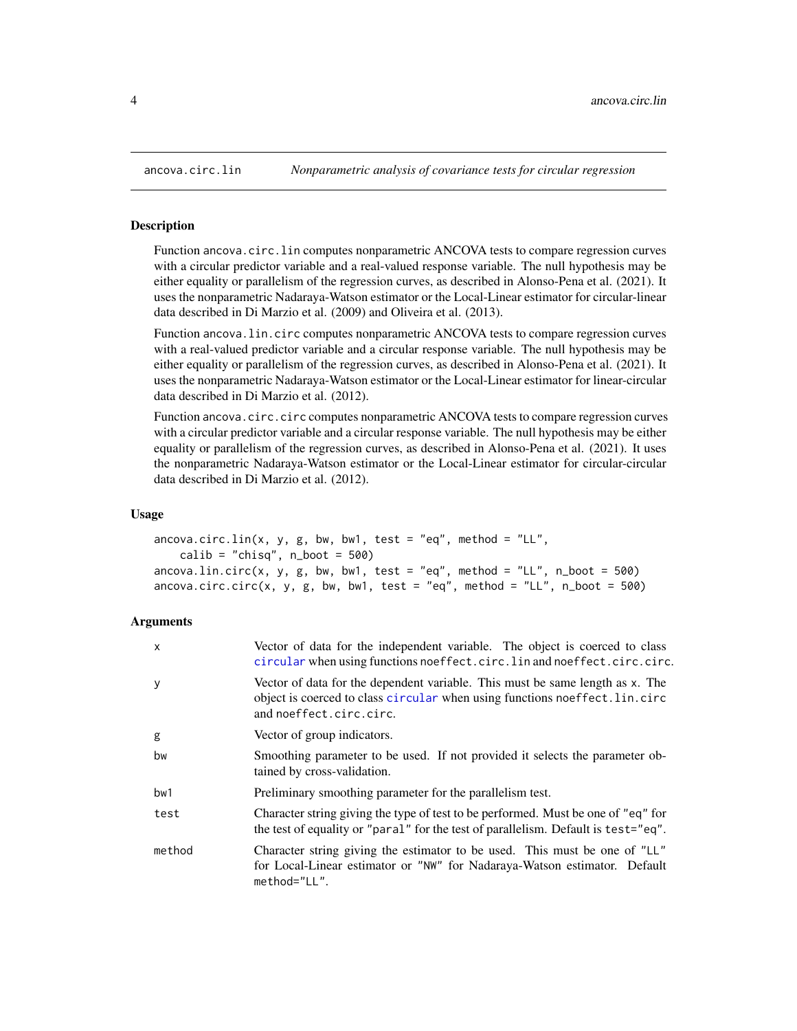## ancova.circ.lin — *Nonparametric analysis of covariance tests for circular regression*

### Description

Function `ancova.circ.lin` computes nonparametric ANCOVA tests to compare regression curves with a circular predictor variable and a real-valued response variable. The null hypothesis may be either equality or parallelism of the regression curves, as described in Alonso-Pena et al. (2021). It uses the nonparametric Nadaraya-Watson estimator or the Local-Linear estimator for circular-linear data described in Di Marzio et al. (2009) and Oliveira et al. (2013).

Function `ancova.lin.circ` computes nonparametric ANCOVA tests to compare regression curves with a real-valued predictor variable and a circular response variable. The null hypothesis may be either equality or parallelism of the regression curves, as described in Alonso-Pena et al. (2021). It uses the nonparametric Nadaraya-Watson estimator or the Local-Linear estimator for linear-circular data described in Di Marzio et al. (2012).

Function `ancova.circ.circ` computes nonparametric ANCOVA tests to compare regression curves with a circular predictor variable and a circular response variable. The null hypothesis may be either equality or parallelism of the regression curves, as described in Alonso-Pena et al. (2021). It uses the nonparametric Nadaraya-Watson estimator or the Local-Linear estimator for circular-circular data described in Di Marzio et al. (2012).

### Usage

```
ancova.circ.lin(x, y, g, bw, bw1, test = "eq", method = "LL",
    calib = "chisq", n_boot = 500)
ancova.lin.circ(x, y, g, bw, bw1, test = "eq", method = "LL", n_boot = 500)
ancova.circ.circ(x, y, g, bw, bw1, test = "eq", method = "LL", n_boot = 500)
```

### Arguments

| Argument | Description |
|---|---|
| `x` | Vector of data for the independent variable. The object is coerced to class `circular` when using functions `noeffect.circ.lin` and `noeffect.circ.circ`. |
| `y` | Vector of data for the dependent variable. This must be same length as `x`. The object is coerced to class `circular` when using functions `noeffect.lin.circ` and `noeffect.circ.circ`. |
| `g` | Vector of group indicators. |
| `bw` | Smoothing parameter to be used. If not provided it selects the parameter obtained by cross-validation. |
| `bw1` | Preliminary smoothing parameter for the parallelism test. |
| `test` | Character string giving the type of test to be performed. Must be one of `"eq"` for the test of equality or `"paral"` for the test of parallelism. Default is `test="eq"`. |
| `method` | Character string giving the estimator to be used. This must be one of `"LL"` for Local-Linear estimator or `"NW"` for Nadaraya-Watson estimator. Default `method="LL"`. |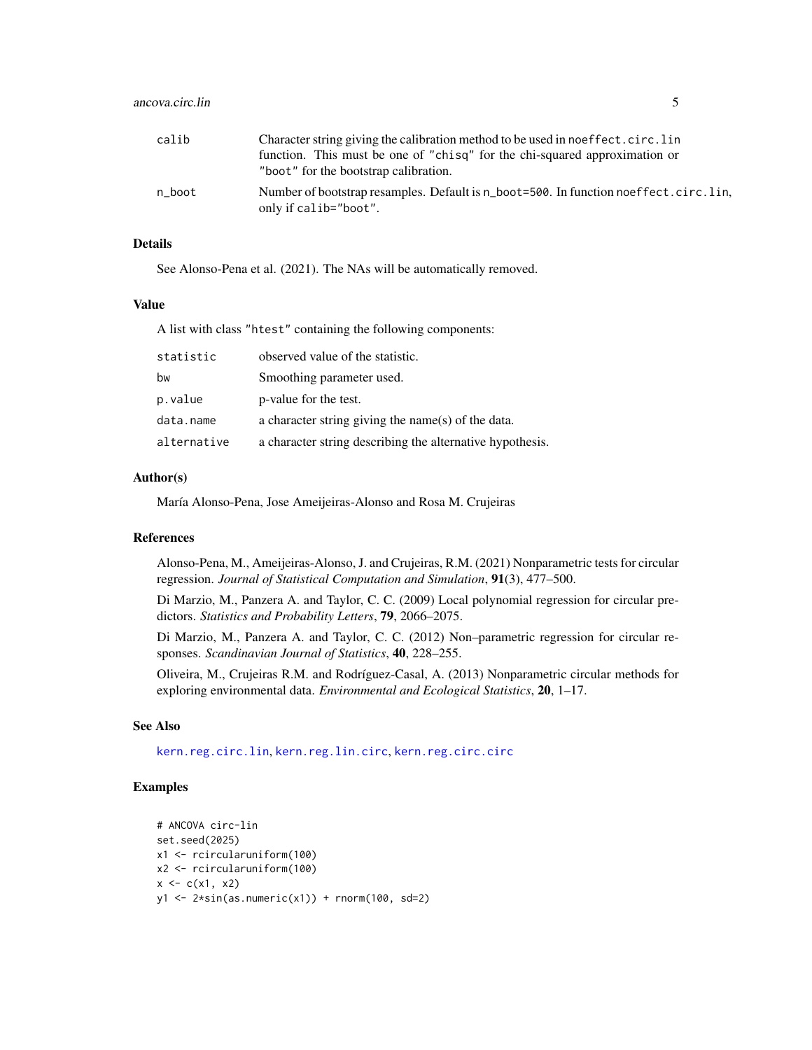| | |
|---|---|
| calib | Character string giving the calibration method to be used in `noeffect.circ.lin` function. This must be one of `"chisq"` for the chi-squared approximation or `"boot"` for the bootstrap calibration. |
| n_boot | Number of bootstrap resamples. Default is `n_boot=500`. In function `noeffect.circ.lin`, only if `calib="boot"`. |

## Details

See Alonso-Pena et al. (2021). The NAs will be automatically removed.

## Value

A list with class `"htest"` containing the following components:

| | |
|---|---|
| statistic | observed value of the statistic. |
| bw | Smoothing parameter used. |
| p.value | p-value for the test. |
| data.name | a character string giving the name(s) of the data. |
| alternative | a character string describing the alternative hypothesis. |

## Author(s)

María Alonso-Pena, Jose Ameijeiras-Alonso and Rosa M. Crujeiras

## References

Alonso-Pena, M., Ameijeiras-Alonso, J. and Crujeiras, R.M. (2021) Nonparametric tests for circular regression. *Journal of Statistical Computation and Simulation*, **91**(3), 477–500.

Di Marzio, M., Panzera A. and Taylor, C. C. (2009) Local polynomial regression for circular predictors. *Statistics and Probability Letters*, **79**, 2066–2075.

Di Marzio, M., Panzera A. and Taylor, C. C. (2012) Non–parametric regression for circular responses. *Scandinavian Journal of Statistics*, **40**, 228–255.

Oliveira, M., Crujeiras R.M. and Rodríguez-Casal, A. (2013) Nonparametric circular methods for exploring environmental data. *Environmental and Ecological Statistics*, **20**, 1–17.

## See Also

kern.reg.circ.lin, kern.reg.lin.circ, kern.reg.circ.circ

## Examples

```
# ANCOVA circ-lin
set.seed(2025)
x1 <- rcircularuniform(100)
x2 <- rcircularuniform(100)
x <- c(x1, x2)
y1 <- 2*sin(as.numeric(x1)) + rnorm(100, sd=2)
```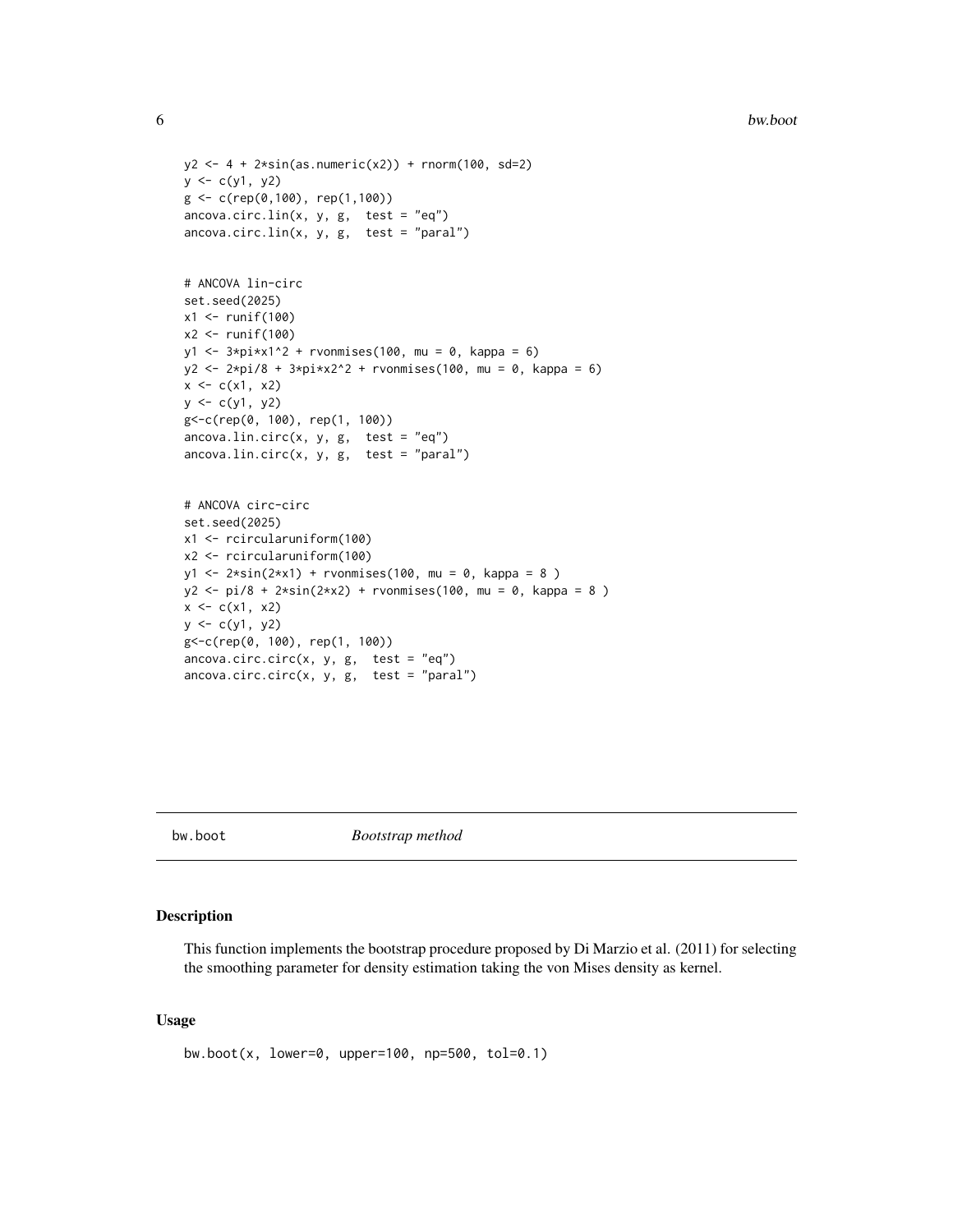```
y2 <- 4 + 2*sin(as.numeric(x2)) + rnorm(100, sd=2)
y <- c(y1, y2)
g <- c(rep(0,100), rep(1,100))
ancova.circ.lin(x, y, g,  test = "eq")
ancova.circ.lin(x, y, g,  test = "paral")


# ANCOVA lin-circ
set.seed(2025)
x1 <- runif(100)
x2 <- runif(100)
y1 <- 3*pi*x1^2 + rvonmises(100, mu = 0, kappa = 6)
y2 <- 2*pi/8 + 3*pi*x2^2 + rvonmises(100, mu = 0, kappa = 6)
x <- c(x1, x2)
y <- c(y1, y2)
g<-c(rep(0, 100), rep(1, 100))
ancova.lin.circ(x, y, g,  test = "eq")
ancova.lin.circ(x, y, g,  test = "paral")


# ANCOVA circ-circ
set.seed(2025)
x1 <- rcircularuniform(100)
x2 <- rcircularuniform(100)
y1 <- 2*sin(2*x1) + rvonmises(100, mu = 0, kappa = 8 )
y2 <- pi/8 + 2*sin(2*x2) + rvonmises(100, mu = 0, kappa = 8 )
x <- c(x1, x2)
y <- c(y1, y2)
g<-c(rep(0, 100), rep(1, 100))
ancova.circ.circ(x, y, g,  test = "eq")
ancova.circ.circ(x, y, g,  test = "paral")
```

---

## bw.boot *Bootstrap method*

### Description

This function implements the bootstrap procedure proposed by Di Marzio et al. (2011) for selecting the smoothing parameter for density estimation taking the von Mises density as kernel.

### Usage

```
bw.boot(x, lower=0, upper=100, np=500, tol=0.1)
```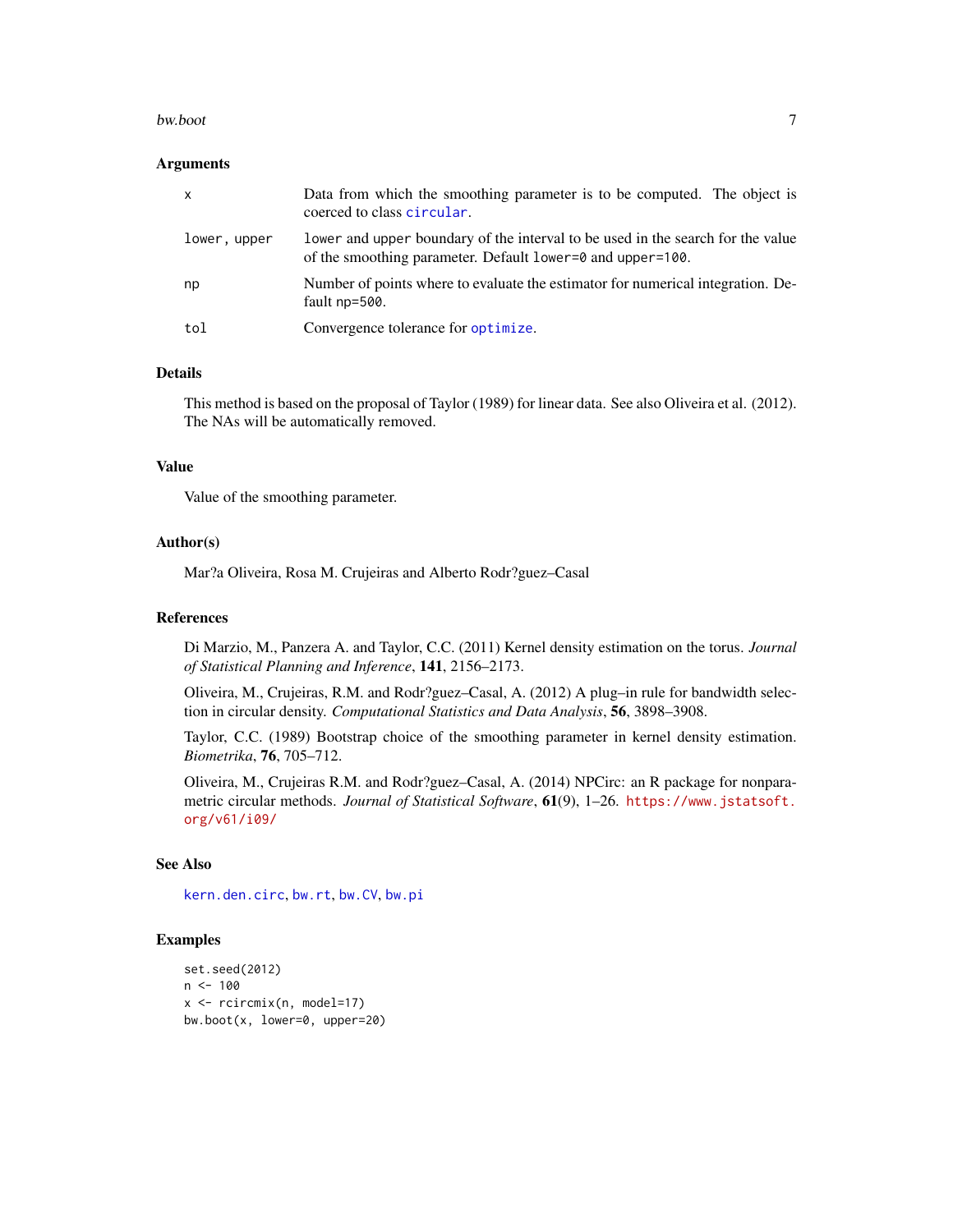### Arguments

| | |
|---|---|
| `x` | Data from which the smoothing parameter is to be computed. The object is coerced to class `circular`. |
| `lower, upper` | `lower` and `upper` boundary of the interval to be used in the search for the value of the smoothing parameter. Default `lower=0` and `upper=100`. |
| `np` | Number of points where to evaluate the estimator for numerical integration. Default `np=500`. |
| `tol` | Convergence tolerance for `optimize`. |

### Details

This method is based on the proposal of Taylor (1989) for linear data. See also Oliveira et al. (2012). The NAs will be automatically removed.

### Value

Value of the smoothing parameter.

### Author(s)

Mar?a Oliveira, Rosa M. Crujeiras and Alberto Rodr?guez–Casal

### References

Di Marzio, M., Panzera A. and Taylor, C.C. (2011) Kernel density estimation on the torus. *Journal of Statistical Planning and Inference*, **141**, 2156–2173.

Oliveira, M., Crujeiras, R.M. and Rodr?guez–Casal, A. (2012) A plug–in rule for bandwidth selection in circular density. *Computational Statistics and Data Analysis*, **56**, 3898–3908.

Taylor, C.C. (1989) Bootstrap choice of the smoothing parameter in kernel density estimation. *Biometrika*, **76**, 705–712.

Oliveira, M., Crujeiras R.M. and Rodr?guez–Casal, A. (2014) NPCirc: an R package for nonparametric circular methods. *Journal of Statistical Software*, **61**(9), 1–26. https://www.jstatsoft.org/v61/i09/

### See Also

`kern.den.circ`, `bw.rt`, `bw.CV`, `bw.pi`

### Examples

```
set.seed(2012)
n <- 100
x <- rcircmix(n, model=17)
bw.boot(x, lower=0, upper=20)
```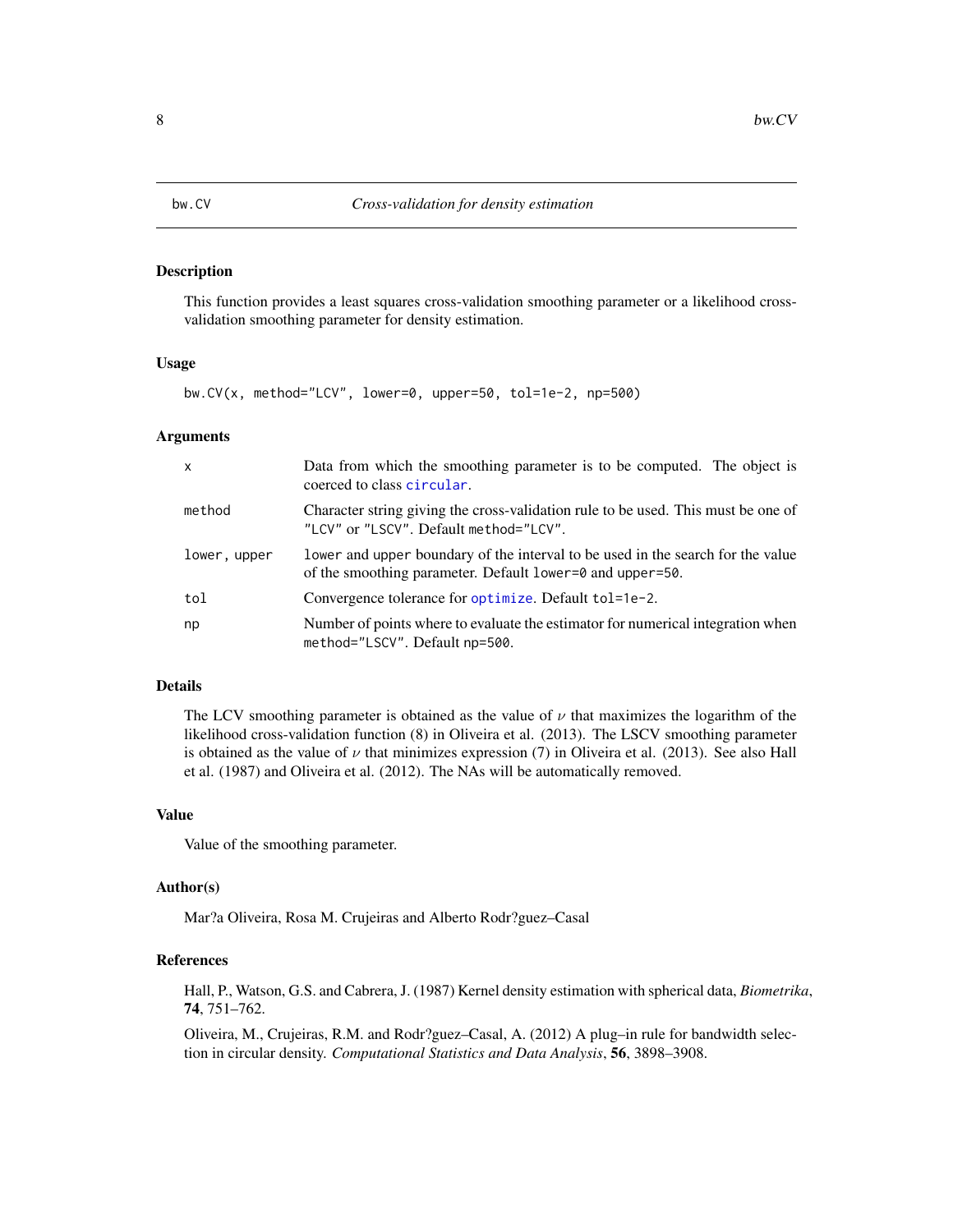bw.CV *Cross-validation for density estimation*

## Description

This function provides a least squares cross-validation smoothing parameter or a likelihood cross-validation smoothing parameter for density estimation.

## Usage

```
bw.CV(x, method="LCV", lower=0, upper=50, tol=1e-2, np=500)
```

## Arguments

| | |
|---|---|
| `x` | Data from which the smoothing parameter is to be computed. The object is coerced to class `circular`. |
| `method` | Character string giving the cross-validation rule to be used. This must be one of `"LCV"` or `"LSCV"`. Default `method="LCV"`. |
| `lower, upper` | `lower` and `upper` boundary of the interval to be used in the search for the value of the smoothing parameter. Default `lower=0` and `upper=50`. |
| `tol` | Convergence tolerance for `optimize`. Default `tol=1e-2`. |
| `np` | Number of points where to evaluate the estimator for numerical integration when `method="LSCV"`. Default `np=500`. |

## Details

The LCV smoothing parameter is obtained as the value of $\nu$ that maximizes the logarithm of the likelihood cross-validation function (8) in Oliveira et al. (2013). The LSCV smoothing parameter is obtained as the value of $\nu$ that minimizes expression (7) in Oliveira et al. (2013). See also Hall et al. (1987) and Oliveira et al. (2012). The NAs will be automatically removed.

## Value

Value of the smoothing parameter.

## Author(s)

Mar?a Oliveira, Rosa M. Crujeiras and Alberto Rodr?guez–Casal

## References

Hall, P., Watson, G.S. and Cabrera, J. (1987) Kernel density estimation with spherical data, *Biometrika*, **74**, 751–762.

Oliveira, M., Crujeiras, R.M. and Rodr?guez–Casal, A. (2012) A plug–in rule for bandwidth selection in circular density. *Computational Statistics and Data Analysis*, **56**, 3898–3908.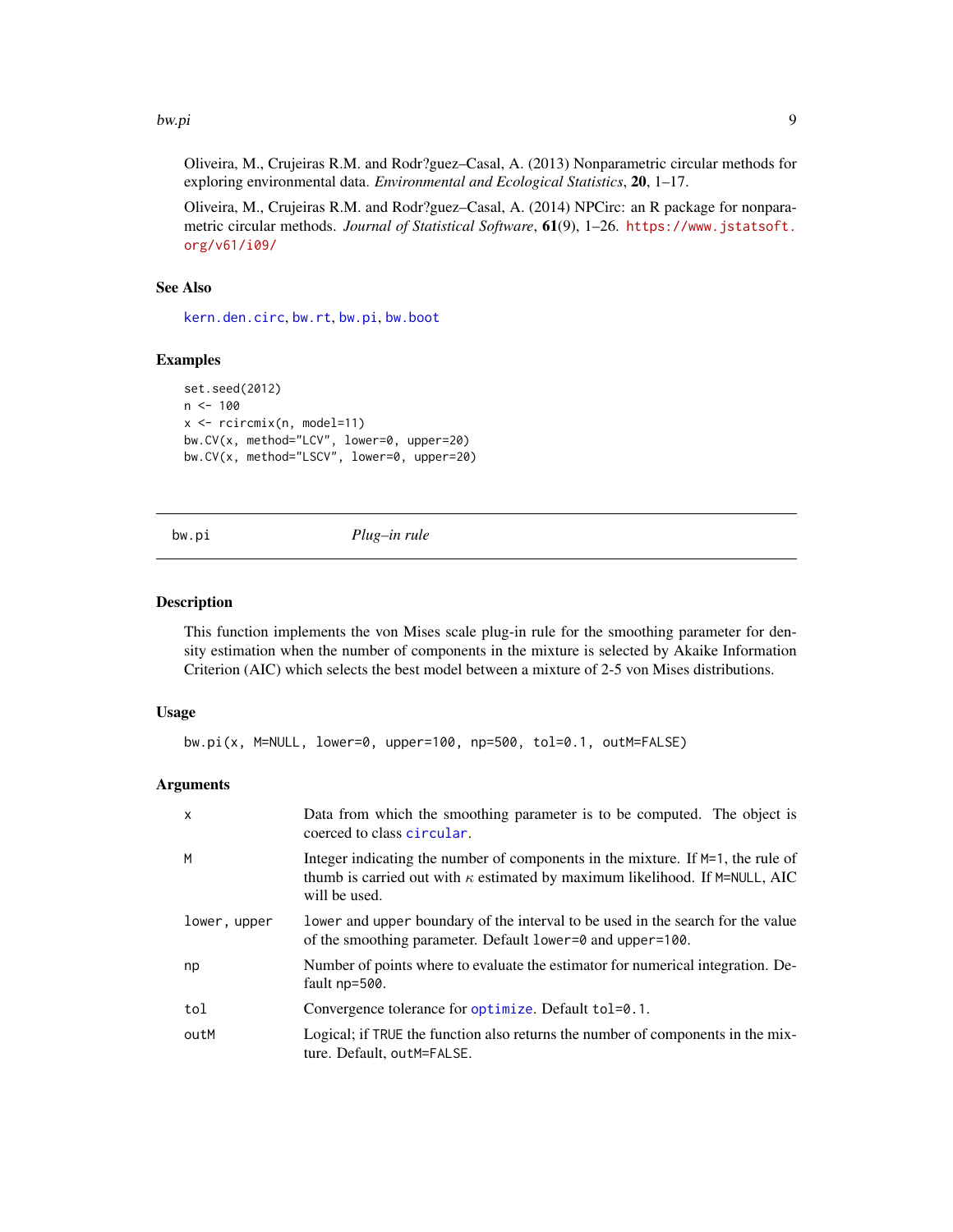Oliveira, M., Crujeiras R.M. and Rodr?guez–Casal, A. (2013) Nonparametric circular methods for exploring environmental data. *Environmental and Ecological Statistics*, **20**, 1–17.

Oliveira, M., Crujeiras R.M. and Rodr?guez–Casal, A. (2014) NPCirc: an R package for nonparametric circular methods. *Journal of Statistical Software*, **61**(9), 1–26. https://www.jstatsoft.org/v61/i09/

### See Also

kern.den.circ, bw.rt, bw.pi, bw.boot

### Examples

```
set.seed(2012)
n <- 100
x <- rcircmix(n, model=11)
bw.CV(x, method="LCV", lower=0, upper=20)
bw.CV(x, method="LSCV", lower=0, upper=20)
```

---

## bw.pi *Plug–in rule*

### Description

This function implements the von Mises scale plug-in rule for the smoothing parameter for density estimation when the number of components in the mixture is selected by Akaike Information Criterion (AIC) which selects the best model between a mixture of 2-5 von Mises distributions.

### Usage

```
bw.pi(x, M=NULL, lower=0, upper=100, np=500, tol=0.1, outM=FALSE)
```

### Arguments

| | |
|---|---|
| x | Data from which the smoothing parameter is to be computed. The object is coerced to class circular. |
| M | Integer indicating the number of components in the mixture. If M=1, the rule of thumb is carried out with $\kappa$ estimated by maximum likelihood. If M=NULL, AIC will be used. |
| lower, upper | lower and upper boundary of the interval to be used in the search for the value of the smoothing parameter. Default lower=0 and upper=100. |
| np | Number of points where to evaluate the estimator for numerical integration. Default np=500. |
| tol | Convergence tolerance for optimize. Default tol=0.1. |
| outM | Logical; if TRUE the function also returns the number of components in the mixture. Default, outM=FALSE. |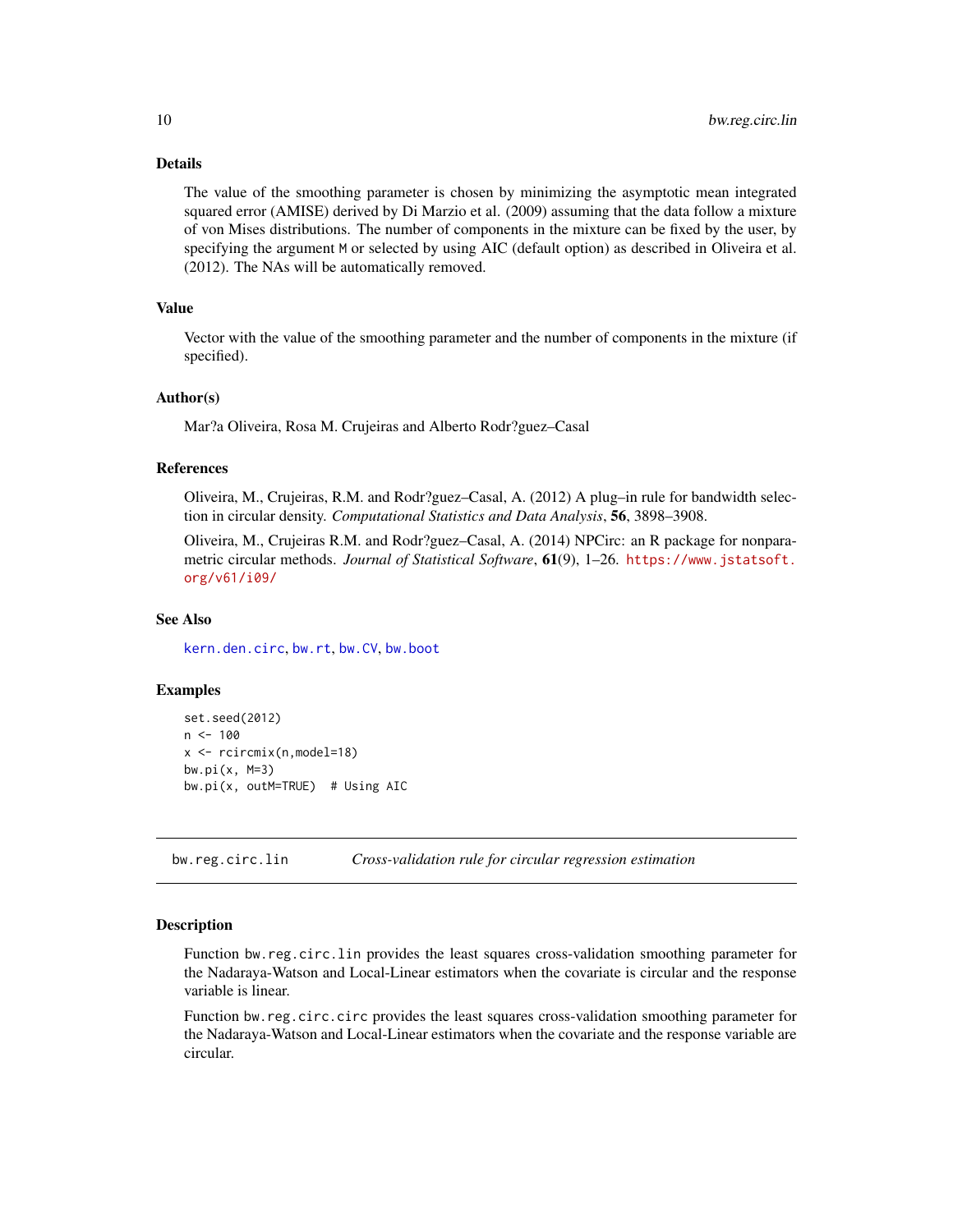### Details

The value of the smoothing parameter is chosen by minimizing the asymptotic mean integrated squared error (AMISE) derived by Di Marzio et al. (2009) assuming that the data follow a mixture of von Mises distributions. The number of components in the mixture can be fixed by the user, by specifying the argument `M` or selected by using AIC (default option) as described in Oliveira et al. (2012). The NAs will be automatically removed.

### Value

Vector with the value of the smoothing parameter and the number of components in the mixture (if specified).

### Author(s)

Mar?a Oliveira, Rosa M. Crujeiras and Alberto Rodr?guez–Casal

### References

Oliveira, M., Crujeiras, R.M. and Rodr?guez–Casal, A. (2012) A plug–in rule for bandwidth selection in circular density. *Computational Statistics and Data Analysis*, **56**, 3898–3908.

Oliveira, M., Crujeiras R.M. and Rodr?guez–Casal, A. (2014) NPCirc: an R package for nonparametric circular methods. *Journal of Statistical Software*, **61**(9), 1–26. https://www.jstatsoft.org/v61/i09/

### See Also

`kern.den.circ`, `bw.rt`, `bw.CV`, `bw.boot`

### Examples

```
set.seed(2012)
n <- 100
x <- rcircmix(n,model=18)
bw.pi(x, M=3)
bw.pi(x, outM=TRUE)  # Using AIC
```

---

## bw.reg.circ.lin — *Cross-validation rule for circular regression estimation*

### Description

Function `bw.reg.circ.lin` provides the least squares cross-validation smoothing parameter for the Nadaraya-Watson and Local-Linear estimators when the covariate is circular and the response variable is linear.

Function `bw.reg.circ.circ` provides the least squares cross-validation smoothing parameter for the Nadaraya-Watson and Local-Linear estimators when the covariate and the response variable are circular.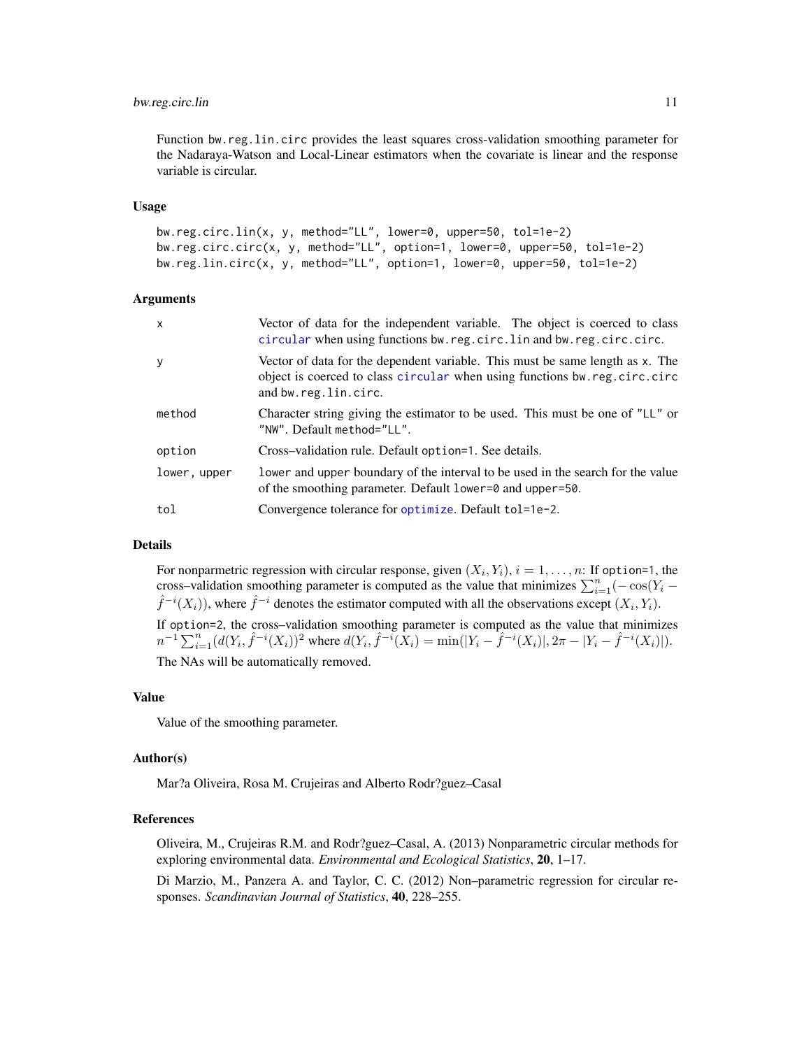Function `bw.reg.lin.circ` provides the least squares cross-validation smoothing parameter for the Nadaraya-Watson and Local-Linear estimators when the covariate is linear and the response variable is circular.

### Usage

```
bw.reg.circ.lin(x, y, method="LL", lower=0, upper=50, tol=1e-2)
bw.reg.circ.circ(x, y, method="LL", option=1, lower=0, upper=50, tol=1e-2)
bw.reg.lin.circ(x, y, method="LL", option=1, lower=0, upper=50, tol=1e-2)
```

### Arguments

| | |
|---|---|
| `x` | Vector of data for the independent variable. The object is coerced to class `circular` when using functions `bw.reg.circ.lin` and `bw.reg.circ.circ`. |
| `y` | Vector of data for the dependent variable. This must be same length as `x`. The object is coerced to class `circular` when using functions `bw.reg.circ.circ` and `bw.reg.lin.circ`. |
| `method` | Character string giving the estimator to be used. This must be one of `"LL"` or `"NW"`. Default `method="LL"`. |
| `option` | Cross–validation rule. Default `option=1`. See details. |
| `lower, upper` | `lower` and `upper` boundary of the interval to be used in the search for the value of the smoothing parameter. Default `lower=0` and `upper=50`. |
| `tol` | Convergence tolerance for `optimize`. Default `tol=1e-2`. |

### Details

For nonparmetric regression with circular response, given $(X_i, Y_i)$, $i = 1, \ldots, n$: If `option=1`, the cross–validation smoothing parameter is computed as the value that minimizes $\sum_{i=1}^{n}(-\cos(Y_i - \hat{f}^{-i}(X_i))$, where $\hat{f}^{-i}$ denotes the estimator computed with all the observations except $(X_i, Y_i)$.

If `option=2`, the cross–validation smoothing parameter is computed as the value that minimizes $n^{-1}\sum_{i=1}^{n}(d(Y_i, \hat{f}^{-i}(X_i))^2$ where $d(Y_i, \hat{f}^{-i}(X_i) = \min(|Y_i - \hat{f}^{-i}(X_i)|, 2\pi - |Y_i - \hat{f}^{-i}(X_i)|)$.

The NAs will be automatically removed.

### Value

Value of the smoothing parameter.

### Author(s)

Mar?a Oliveira, Rosa M. Crujeiras and Alberto Rodr?guez–Casal

### References

Oliveira, M., Crujeiras R.M. and Rodr?guez–Casal, A. (2013) Nonparametric circular methods for exploring environmental data. *Environmental and Ecological Statistics*, **20**, 1–17.

Di Marzio, M., Panzera A. and Taylor, C. C. (2012) Non–parametric regression for circular responses. *Scandinavian Journal of Statistics*, **40**, 228–255.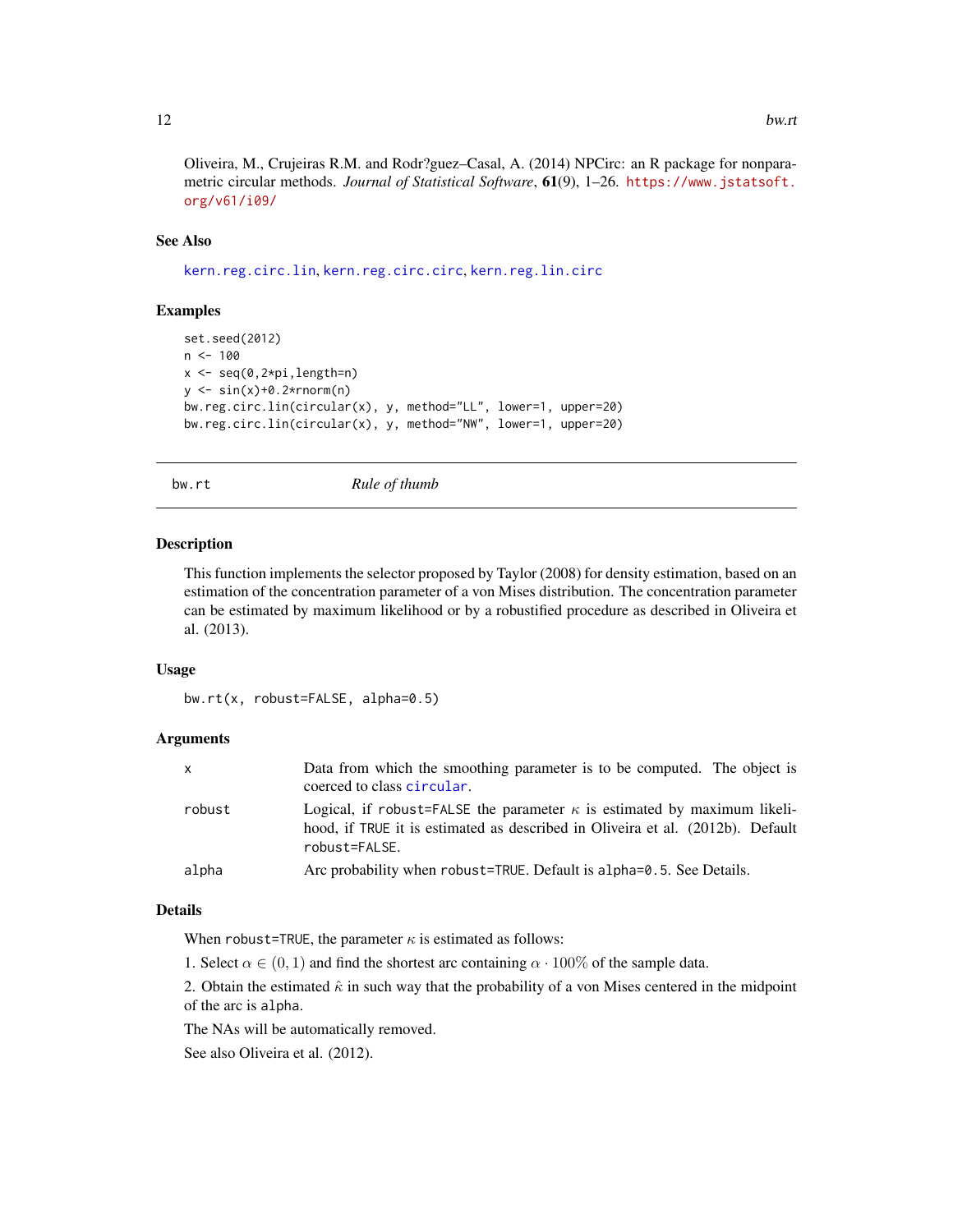Oliveira, M., Crujeiras R.M. and Rodr?guez–Casal, A. (2014) NPCirc: an R package for nonparametric circular methods. *Journal of Statistical Software*, **61**(9), 1–26. https://www.jstatsoft.org/v61/i09/

### See Also

kern.reg.circ.lin, kern.reg.circ.circ, kern.reg.lin.circ

### Examples

```
set.seed(2012)
n <- 100
x <- seq(0,2*pi,length=n)
y <- sin(x)+0.2*rnorm(n)
bw.reg.circ.lin(circular(x), y, method="LL", lower=1, upper=20)
bw.reg.circ.lin(circular(x), y, method="NW", lower=1, upper=20)
```

---

## bw.rt — *Rule of thumb*

### Description

This function implements the selector proposed by Taylor (2008) for density estimation, based on an estimation of the concentration parameter of a von Mises distribution. The concentration parameter can be estimated by maximum likelihood or by a robustified procedure as described in Oliveira et al. (2013).

### Usage

```
bw.rt(x, robust=FALSE, alpha=0.5)
```

### Arguments

| | |
|---|---|
| x | Data from which the smoothing parameter is to be computed. The object is coerced to class circular. |
| robust | Logical, if robust=FALSE the parameter $\kappa$ is estimated by maximum likelihood, if TRUE it is estimated as described in Oliveira et al. (2012b). Default robust=FALSE. |
| alpha | Arc probability when robust=TRUE. Default is alpha=0.5. See Details. |

### Details

When robust=TRUE, the parameter $\kappa$ is estimated as follows:

1. Select $\alpha \in (0, 1)$ and find the shortest arc containing $\alpha \cdot 100\%$ of the sample data.

2. Obtain the estimated $\hat{\kappa}$ in such way that the probability of a von Mises centered in the midpoint of the arc is alpha.

The NAs will be automatically removed.

See also Oliveira et al. (2012).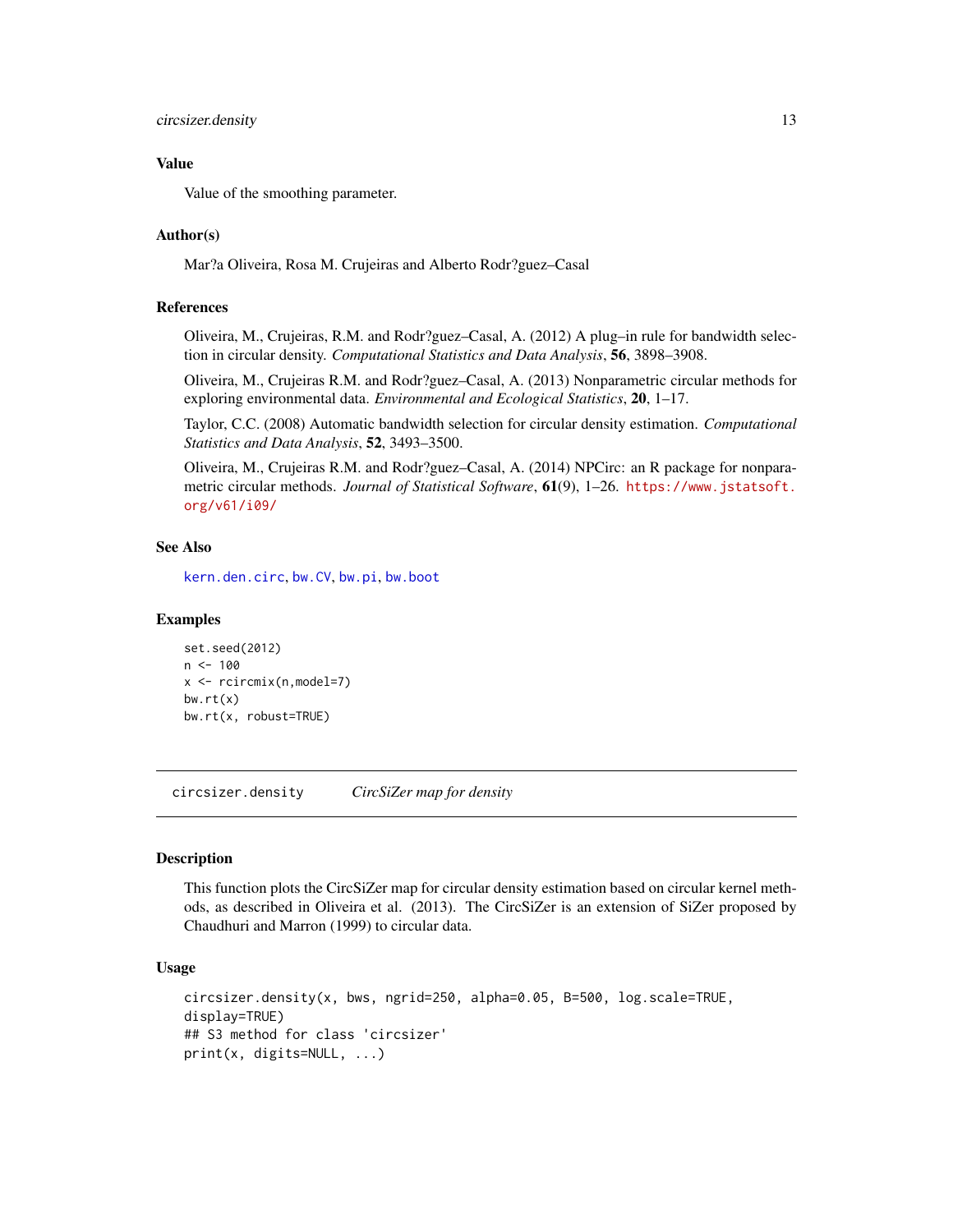### Value

Value of the smoothing parameter.

### Author(s)

Mar?a Oliveira, Rosa M. Crujeiras and Alberto Rodr?guez–Casal

### References

Oliveira, M., Crujeiras, R.M. and Rodr?guez–Casal, A. (2012) A plug–in rule for bandwidth selection in circular density. *Computational Statistics and Data Analysis*, **56**, 3898–3908.

Oliveira, M., Crujeiras R.M. and Rodr?guez–Casal, A. (2013) Nonparametric circular methods for exploring environmental data. *Environmental and Ecological Statistics*, **20**, 1–17.

Taylor, C.C. (2008) Automatic bandwidth selection for circular density estimation. *Computational Statistics and Data Analysis*, **52**, 3493–3500.

Oliveira, M., Crujeiras R.M. and Rodr?guez–Casal, A. (2014) NPCirc: an R package for nonparametric circular methods. *Journal of Statistical Software*, **61**(9), 1–26. https://www.jstatsoft.org/v61/i09/

### See Also

kern.den.circ, bw.CV, bw.pi, bw.boot

### Examples

```
set.seed(2012)
n <- 100
x <- rcircmix(n,model=7)
bw.rt(x)
bw.rt(x, robust=TRUE)
```

---

## circsizer.density — *CircSiZer map for density*

---

### Description

This function plots the CircSiZer map for circular density estimation based on circular kernel methods, as described in Oliveira et al. (2013). The CircSiZer is an extension of SiZer proposed by Chaudhuri and Marron (1999) to circular data.

### Usage

```
circsizer.density(x, bws, ngrid=250, alpha=0.05, B=500, log.scale=TRUE,
display=TRUE)
## S3 method for class 'circsizer'
print(x, digits=NULL, ...)
```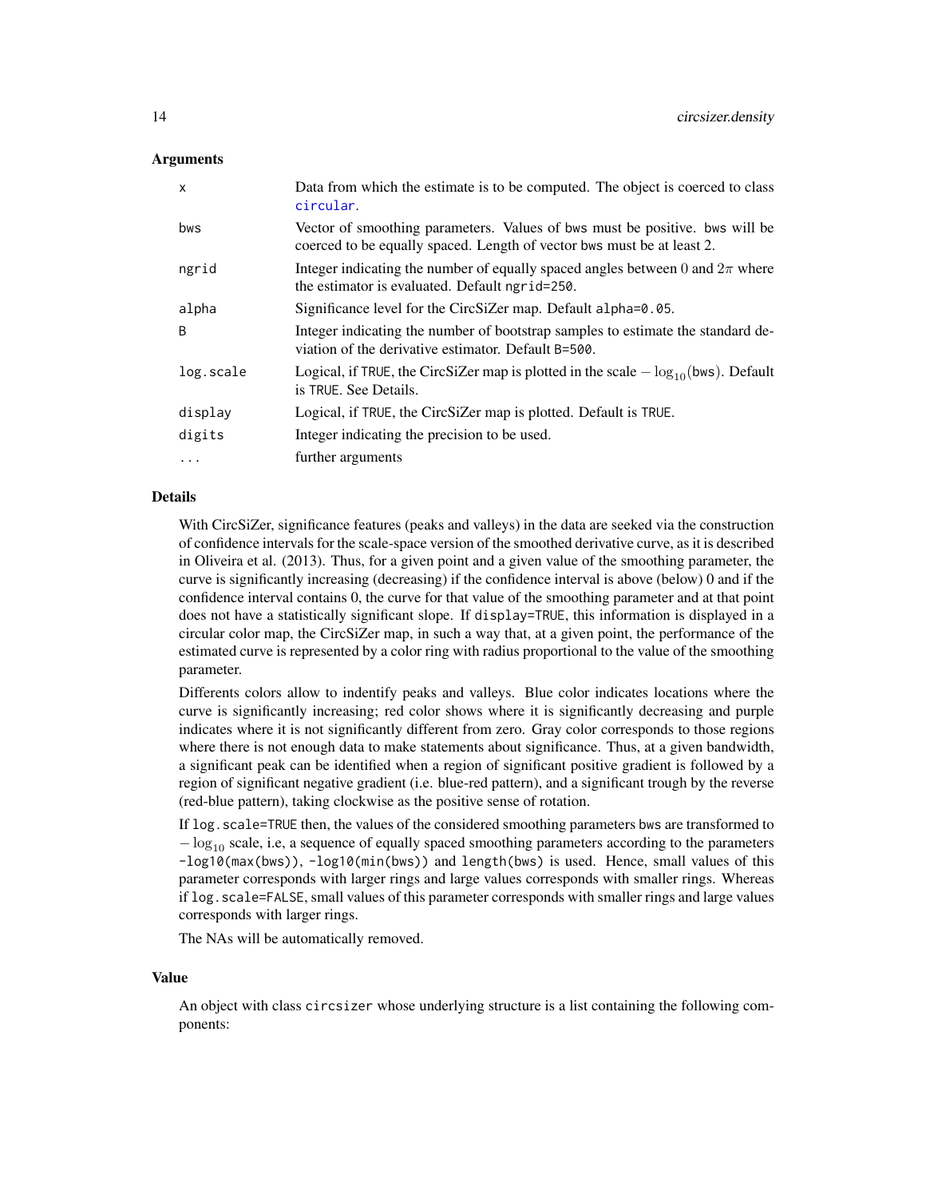### Arguments

| | |
|---|---|
| x | Data from which the estimate is to be computed. The object is coerced to class circular. |
| bws | Vector of smoothing parameters. Values of bws must be positive. bws will be coerced to be equally spaced. Length of vector bws must be at least 2. |
| ngrid | Integer indicating the number of equally spaced angles between 0 and $2\pi$ where the estimator is evaluated. Default ngrid=250. |
| alpha | Significance level for the CircSiZer map. Default alpha=0.05. |
| B | Integer indicating the number of bootstrap samples to estimate the standard deviation of the derivative estimator. Default B=500. |
| log.scale | Logical, if TRUE, the CircSiZer map is plotted in the scale $-\log_{10}$(bws). Default is TRUE. See Details. |
| display | Logical, if TRUE, the CircSiZer map is plotted. Default is TRUE. |
| digits | Integer indicating the precision to be used. |
| ... | further arguments |

### Details

With CircSiZer, significance features (peaks and valleys) in the data are seeked via the construction of confidence intervals for the scale-space version of the smoothed derivative curve, as it is described in Oliveira et al. (2013). Thus, for a given point and a given value of the smoothing parameter, the curve is significantly increasing (decreasing) if the confidence interval is above (below) 0 and if the confidence interval contains 0, the curve for that value of the smoothing parameter and at that point does not have a statistically significant slope. If display=TRUE, this information is displayed in a circular color map, the CircSiZer map, in such a way that, at a given point, the performance of the estimated curve is represented by a color ring with radius proportional to the value of the smoothing parameter.

Differents colors allow to indentify peaks and valleys. Blue color indicates locations where the curve is significantly increasing; red color shows where it is significantly decreasing and purple indicates where it is not significantly different from zero. Gray color corresponds to those regions where there is not enough data to make statements about significance. Thus, at a given bandwidth, a significant peak can be identified when a region of significant positive gradient is followed by a region of significant negative gradient (i.e. blue-red pattern), and a significant trough by the reverse (red-blue pattern), taking clockwise as the positive sense of rotation.

If log.scale=TRUE then, the values of the considered smoothing parameters bws are transformed to $-\log_{10}$ scale, i.e, a sequence of equally spaced smoothing parameters according to the parameters -log10(max(bws)), -log10(min(bws)) and length(bws) is used. Hence, small values of this parameter corresponds with larger rings and large values corresponds with smaller rings. Whereas if log.scale=FALSE, small values of this parameter corresponds with smaller rings and large values corresponds with larger rings.

The NAs will be automatically removed.

### Value

An object with class circsizer whose underlying structure is a list containing the following components: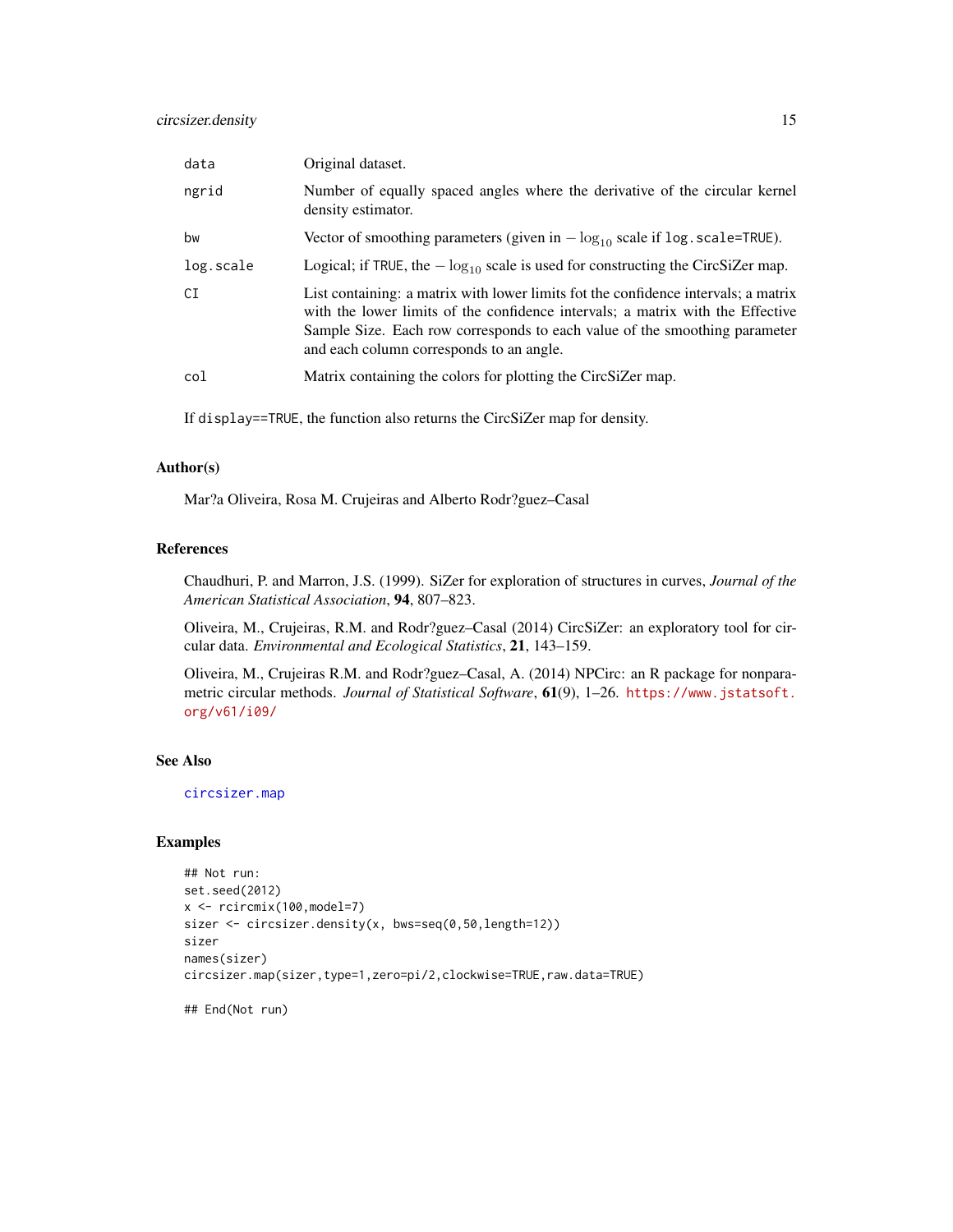| | |
|---|---|
| data | Original dataset. |
| ngrid | Number of equally spaced angles where the derivative of the circular kernel density estimator. |
| bw | Vector of smoothing parameters (given in $-\log_{10}$ scale if log.scale=TRUE). |
| log.scale | Logical; if TRUE, the $-\log_{10}$ scale is used for constructing the CircSiZer map. |
| CI | List containing: a matrix with lower limits fot the confidence intervals; a matrix with the lower limits of the confidence intervals; a matrix with the Effective Sample Size. Each row corresponds to each value of the smoothing parameter and each column corresponds to an angle. |
| col | Matrix containing the colors for plotting the CircSiZer map. |

If display==TRUE, the function also returns the CircSiZer map for density.

### Author(s)

Mar?a Oliveira, Rosa M. Crujeiras and Alberto Rodr?guez–Casal

### References

Chaudhuri, P. and Marron, J.S. (1999). SiZer for exploration of structures in curves, *Journal of the American Statistical Association*, **94**, 807–823.

Oliveira, M., Crujeiras, R.M. and Rodr?guez–Casal (2014) CircSiZer: an exploratory tool for circular data. *Environmental and Ecological Statistics*, **21**, 143–159.

Oliveira, M., Crujeiras R.M. and Rodr?guez–Casal, A. (2014) NPCirc: an R package for nonparametric circular methods. *Journal of Statistical Software*, **61**(9), 1–26. https://www.jstatsoft.org/v61/i09/

### See Also

circsizer.map

### Examples

```
## Not run:
set.seed(2012)
x <- rcircmix(100,model=7)
sizer <- circsizer.density(x, bws=seq(0,50,length=12))
sizer
names(sizer)
circsizer.map(sizer,type=1,zero=pi/2,clockwise=TRUE,raw.data=TRUE)

## End(Not run)
```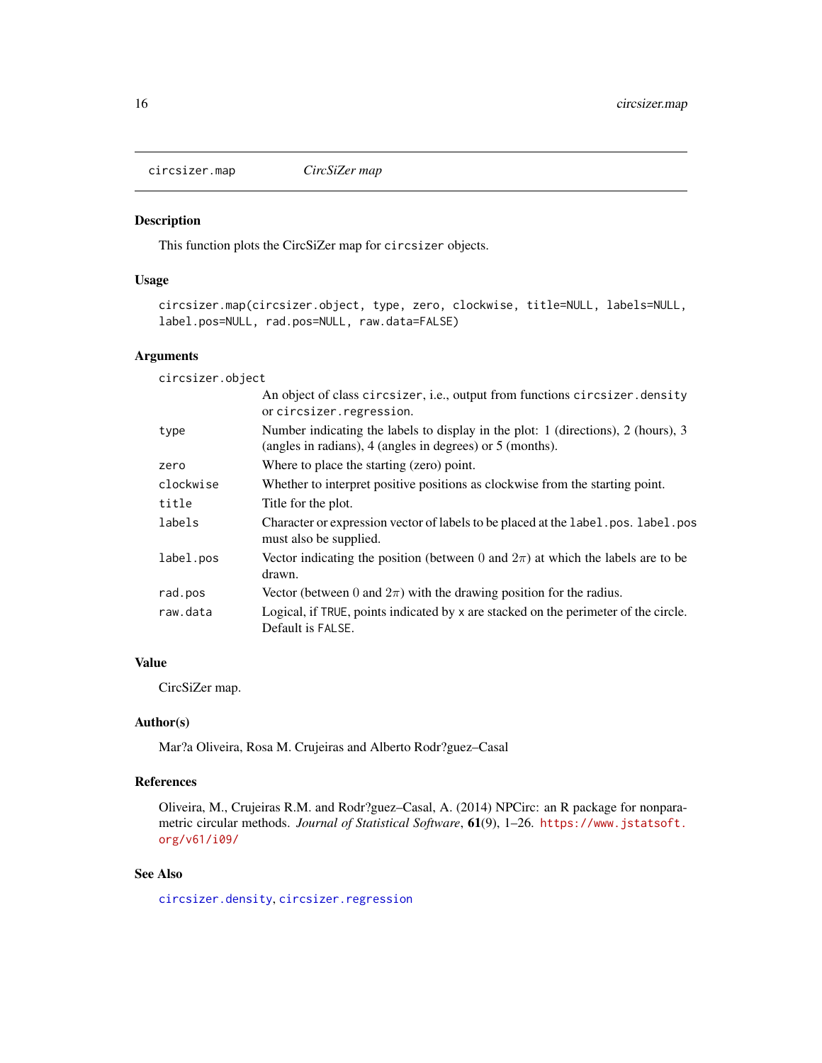`circsizer.map` *CircSiZer map*

### Description

This function plots the CircSiZer map for `circsizer` objects.

### Usage

```
circsizer.map(circsizer.object, type, zero, clockwise, title=NULL, labels=NULL,
label.pos=NULL, rad.pos=NULL, raw.data=FALSE)
```

### Arguments

| Argument | Description |
|---|---|
| `circsizer.object` | An object of class `circsizer`, i.e., output from functions `circsizer.density` or `circsizer.regression`. |
| `type` | Number indicating the labels to display in the plot: 1 (directions), 2 (hours), 3 (angles in radians), 4 (angles in degrees) or 5 (months). |
| `zero` | Where to place the starting (zero) point. |
| `clockwise` | Whether to interpret positive positions as clockwise from the starting point. |
| `title` | Title for the plot. |
| `labels` | Character or expression vector of labels to be placed at the `label.pos`. `label.pos` must also be supplied. |
| `label.pos` | Vector indicating the position (between 0 and $2\pi$) at which the labels are to be drawn. |
| `rad.pos` | Vector (between 0 and $2\pi$) with the drawing position for the radius. |
| `raw.data` | Logical, if `TRUE`, points indicated by `x` are stacked on the perimeter of the circle. Default is `FALSE`. |

### Value

CircSiZer map.

### Author(s)

Mar?a Oliveira, Rosa M. Crujeiras and Alberto Rodr?guez–Casal

### References

Oliveira, M., Crujeiras R.M. and Rodr?guez–Casal, A. (2014) NPCirc: an R package for nonparametric circular methods. *Journal of Statistical Software*, **61**(9), 1–26. https://www.jstatsoft.org/v61/i09/

### See Also

`circsizer.density`, `circsizer.regression`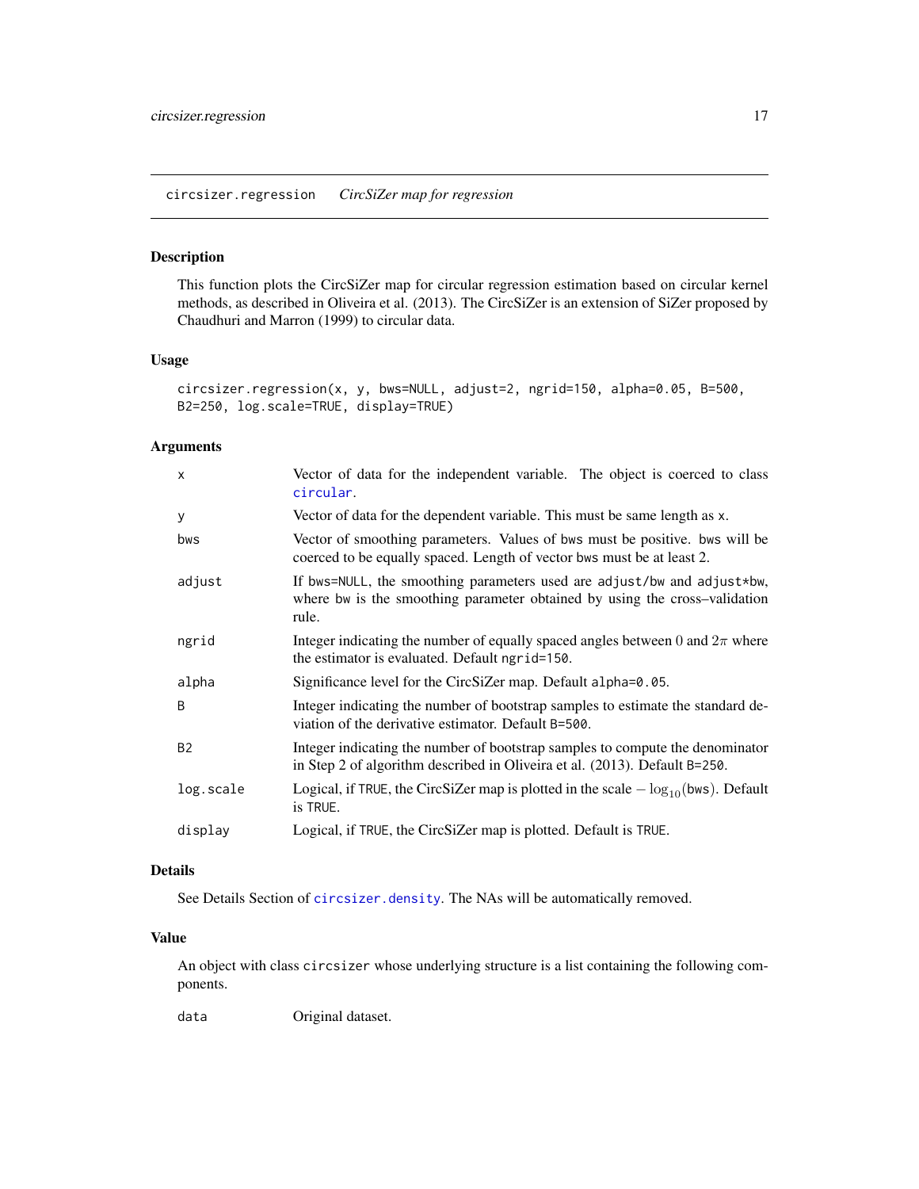circsizer.regression *CircSiZer map for regression*

## Description

This function plots the CircSiZer map for circular regression estimation based on circular kernel methods, as described in Oliveira et al. (2013). The CircSiZer is an extension of SiZer proposed by Chaudhuri and Marron (1999) to circular data.

## Usage

```
circsizer.regression(x, y, bws=NULL, adjust=2, ngrid=150, alpha=0.05, B=500,
B2=250, log.scale=TRUE, display=TRUE)
```

## Arguments

| | |
|---|---|
| x | Vector of data for the independent variable. The object is coerced to class circular. |
| y | Vector of data for the dependent variable. This must be same length as x. |
| bws | Vector of smoothing parameters. Values of bws must be positive. bws will be coerced to be equally spaced. Length of vector bws must be at least 2. |
| adjust | If bws=NULL, the smoothing parameters used are adjust/bw and adjust*bw, where bw is the smoothing parameter obtained by using the cross–validation rule. |
| ngrid | Integer indicating the number of equally spaced angles between $0$ and $2\pi$ where the estimator is evaluated. Default ngrid=150. |
| alpha | Significance level for the CircSiZer map. Default alpha=0.05. |
| B | Integer indicating the number of bootstrap samples to estimate the standard deviation of the derivative estimator. Default B=500. |
| B2 | Integer indicating the number of bootstrap samples to compute the denominator in Step 2 of algorithm described in Oliveira et al. (2013). Default B=250. |
| log.scale | Logical, if TRUE, the CircSiZer map is plotted in the scale $-\log_{10}$(bws). Default is TRUE. |
| display | Logical, if TRUE, the CircSiZer map is plotted. Default is TRUE. |

## Details

See Details Section of circsizer.density. The NAs will be automatically removed.

## Value

An object with class circsizer whose underlying structure is a list containing the following components.

| | |
|---|---|
| data | Original dataset. |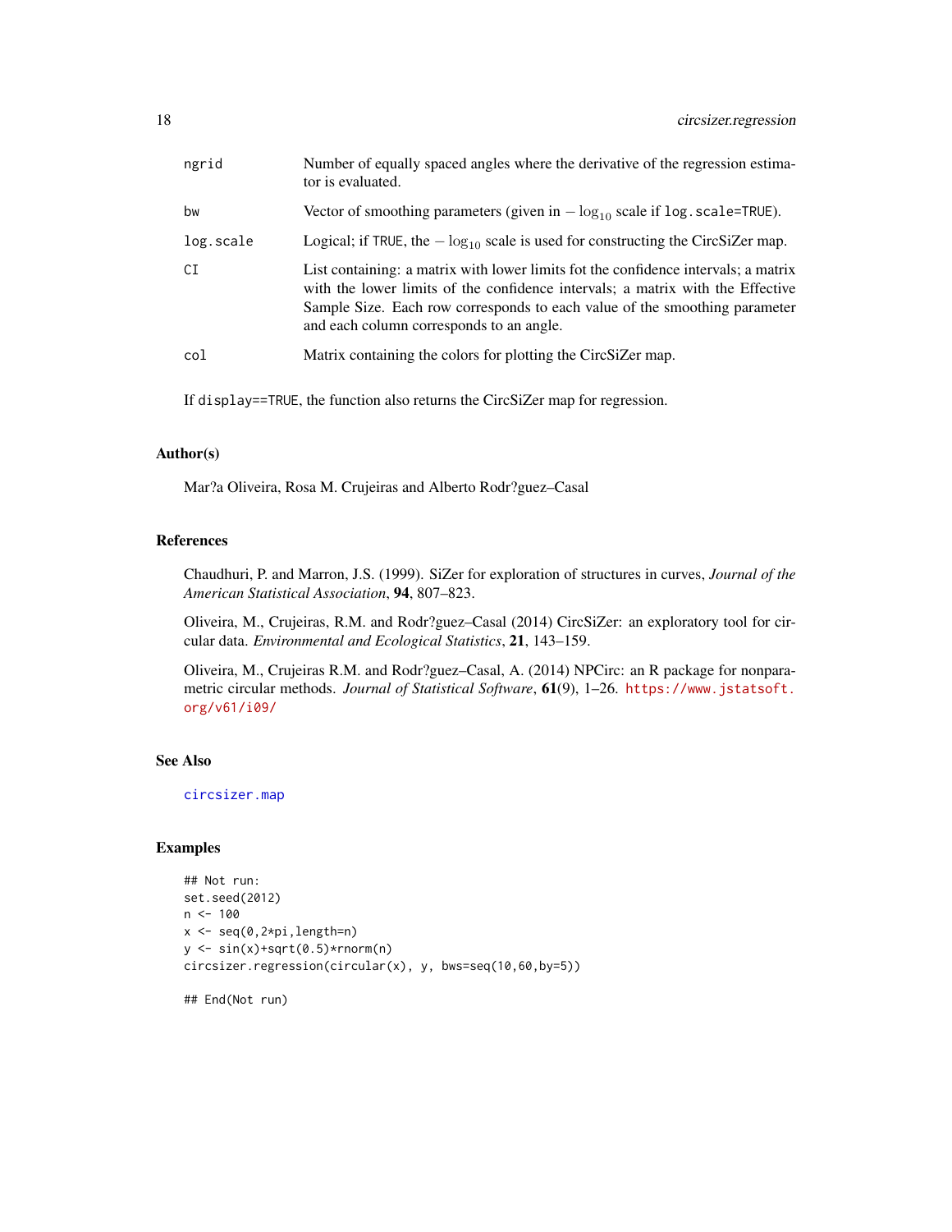| | |
|---|---|
| ngrid | Number of equally spaced angles where the derivative of the regression estimator is evaluated. |
| bw | Vector of smoothing parameters (given in $-\log_{10}$ scale if `log.scale=TRUE`). |
| log.scale | Logical; if TRUE, the $-\log_{10}$ scale is used for constructing the CircSiZer map. |
| CI | List containing: a matrix with lower limits fot the confidence intervals; a matrix with the lower limits of the confidence intervals; a matrix with the Effective Sample Size. Each row corresponds to each value of the smoothing parameter and each column corresponds to an angle. |
| col | Matrix containing the colors for plotting the CircSiZer map. |

If `display==TRUE`, the function also returns the CircSiZer map for regression.

### Author(s)

Mar?a Oliveira, Rosa M. Crujeiras and Alberto Rodr?guez–Casal

### References

Chaudhuri, P. and Marron, J.S. (1999). SiZer for exploration of structures in curves, *Journal of the American Statistical Association*, **94**, 807–823.

Oliveira, M., Crujeiras, R.M. and Rodr?guez–Casal (2014) CircSiZer: an exploratory tool for circular data. *Environmental and Ecological Statistics*, **21**, 143–159.

Oliveira, M., Crujeiras R.M. and Rodr?guez–Casal, A. (2014) NPCirc: an R package for nonparametric circular methods. *Journal of Statistical Software*, **61**(9), 1–26. https://www.jstatsoft.org/v61/i09/

### See Also

circsizer.map

### Examples

```
## Not run:
set.seed(2012)
n <- 100
x <- seq(0,2*pi,length=n)
y <- sin(x)+sqrt(0.5)*rnorm(n)
circsizer.regression(circular(x), y, bws=seq(10,60,by=5))

## End(Not run)
```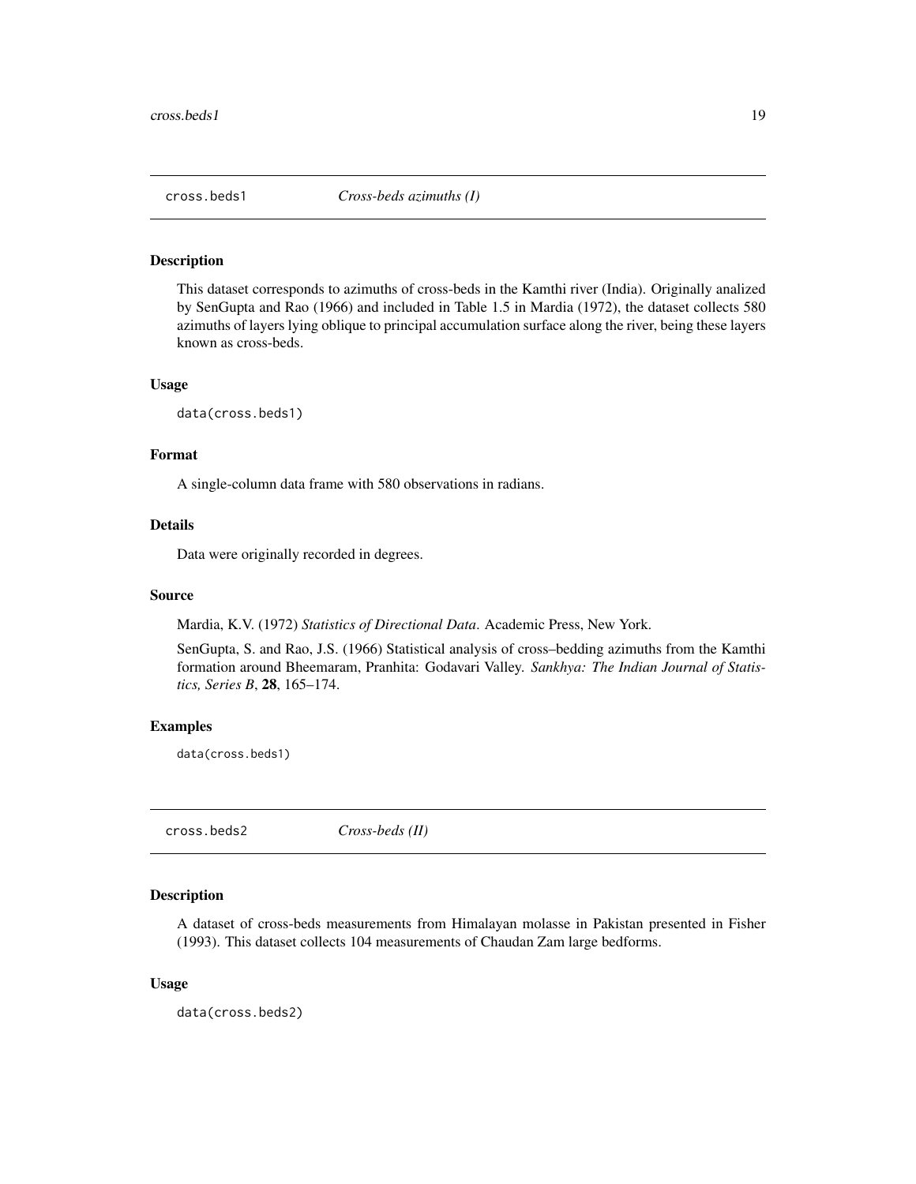## cross.beds1 — *Cross-beds azimuths (I)*

### Description

This dataset corresponds to azimuths of cross-beds in the Kamthi river (India). Originally analized by SenGupta and Rao (1966) and included in Table 1.5 in Mardia (1972), the dataset collects 580 azimuths of layers lying oblique to principal accumulation surface along the river, being these layers known as cross-beds.

### Usage

```
data(cross.beds1)
```

### Format

A single-column data frame with 580 observations in radians.

### Details

Data were originally recorded in degrees.

### Source

Mardia, K.V. (1972) *Statistics of Directional Data*. Academic Press, New York.

SenGupta, S. and Rao, J.S. (1966) Statistical analysis of cross–bedding azimuths from the Kamthi formation around Bheemaram, Pranhita: Godavari Valley. *Sankhya: The Indian Journal of Statistics, Series B*, **28**, 165–174.

### Examples

```
data(cross.beds1)
```

## cross.beds2 — *Cross-beds (II)*

### Description

A dataset of cross-beds measurements from Himalayan molasse in Pakistan presented in Fisher (1993). This dataset collects 104 measurements of Chaudan Zam large bedforms.

### Usage

```
data(cross.beds2)
```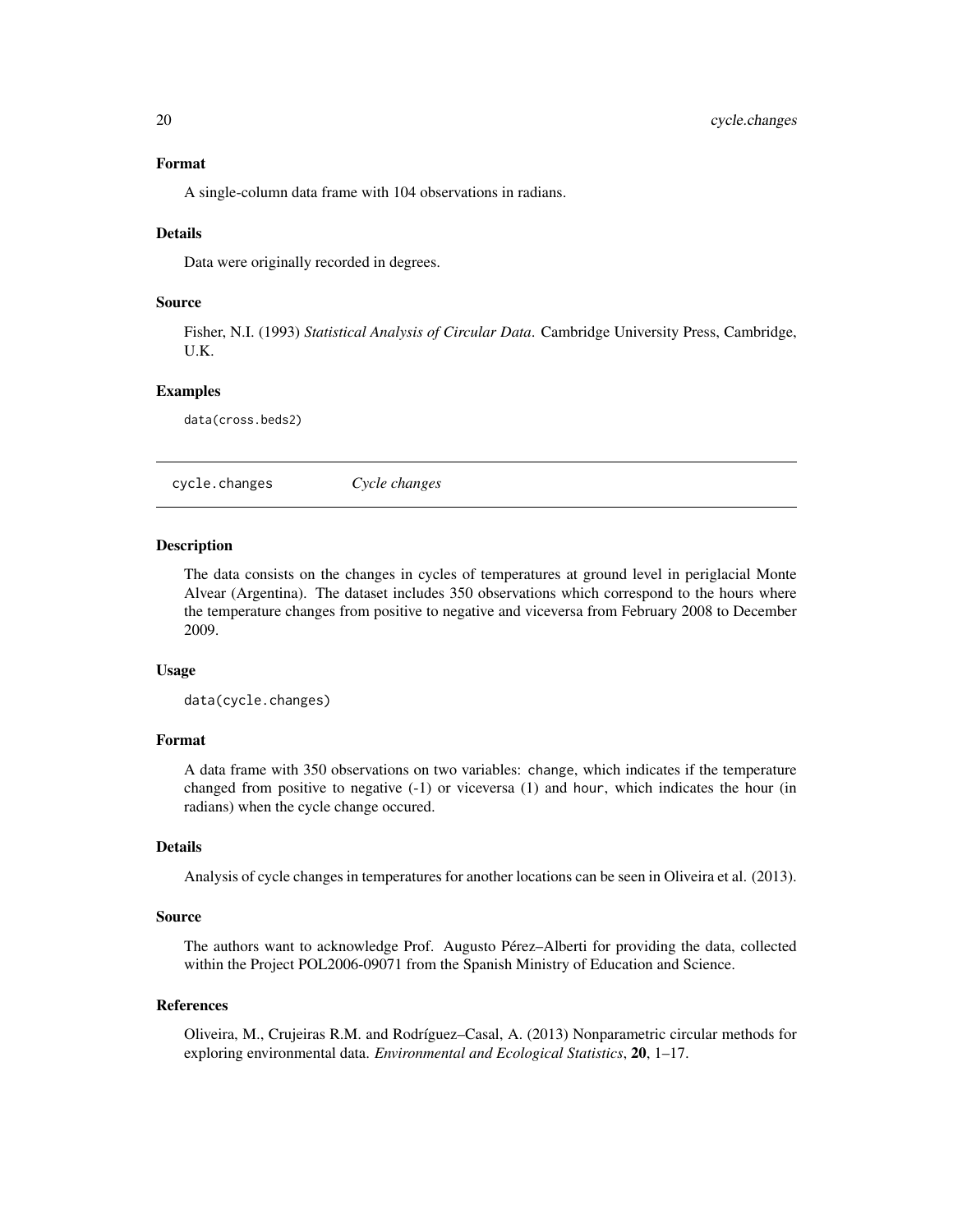### Format

A single-column data frame with 104 observations in radians.

### Details

Data were originally recorded in degrees.

### Source

Fisher, N.I. (1993) *Statistical Analysis of Circular Data*. Cambridge University Press, Cambridge, U.K.

### Examples

```
data(cross.beds2)
```

---

## cycle.changes *Cycle changes*

---

### Description

The data consists on the changes in cycles of temperatures at ground level in periglacial Monte Alvear (Argentina). The dataset includes 350 observations which correspond to the hours where the temperature changes from positive to negative and viceversa from February 2008 to December 2009.

### Usage

```
data(cycle.changes)
```

### Format

A data frame with 350 observations on two variables: `change`, which indicates if the temperature changed from positive to negative (-1) or viceversa (1) and `hour`, which indicates the hour (in radians) when the cycle change occured.

### Details

Analysis of cycle changes in temperatures for another locations can be seen in Oliveira et al. (2013).

### Source

The authors want to acknowledge Prof. Augusto Pérez–Alberti for providing the data, collected within the Project POL2006-09071 from the Spanish Ministry of Education and Science.

### References

Oliveira, M., Crujeiras R.M. and Rodríguez–Casal, A. (2013) Nonparametric circular methods for exploring environmental data. *Environmental and Ecological Statistics*, **20**, 1–17.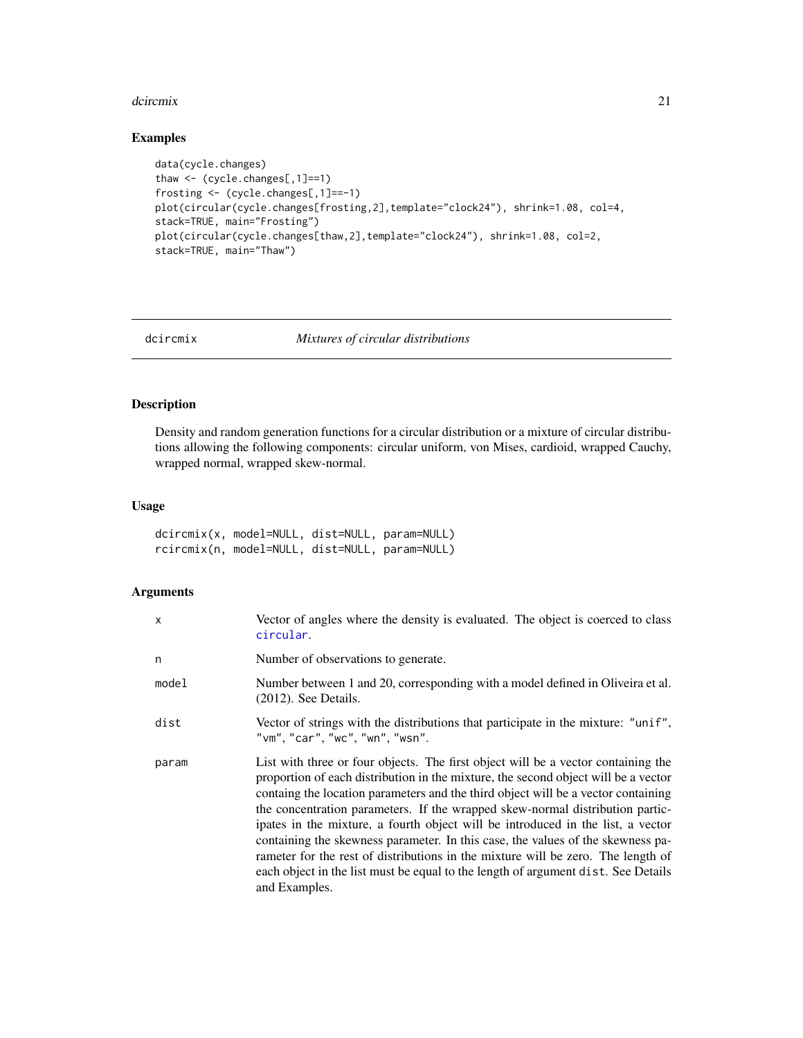## Examples

```
data(cycle.changes)
thaw <- (cycle.changes[,1]==1)
frosting <- (cycle.changes[,1]==-1)
plot(circular(cycle.changes[frosting,2],template="clock24"), shrink=1.08, col=4,
stack=TRUE, main="Frosting")
plot(circular(cycle.changes[thaw,2],template="clock24"), shrink=1.08, col=2,
stack=TRUE, main="Thaw")
```

---

# dcircmix — *Mixtures of circular distributions*

## Description

Density and random generation functions for a circular distribution or a mixture of circular distributions allowing the following components: circular uniform, von Mises, cardioid, wrapped Cauchy, wrapped normal, wrapped skew-normal.

## Usage

```
dcircmix(x, model=NULL, dist=NULL, param=NULL)
rcircmix(n, model=NULL, dist=NULL, param=NULL)
```

## Arguments

| | |
|---|---|
| `x` | Vector of angles where the density is evaluated. The object is coerced to class `circular`. |
| `n` | Number of observations to generate. |
| `model` | Number between 1 and 20, corresponding with a model defined in Oliveira et al. (2012). See Details. |
| `dist` | Vector of strings with the distributions that participate in the mixture: `"unif"`, `"vm"`, `"car"`, `"wc"`, `"wn"`, `"wsn"`. |
| `param` | List with three or four objects. The first object will be a vector containing the proportion of each distribution in the mixture, the second object will be a vector containg the location parameters and the third object will be a vector containing the concentration parameters. If the wrapped skew-normal distribution participates in the mixture, a fourth object will be introduced in the list, a vector containing the skewness parameter. In this case, the values of the skewness parameter for the rest of distributions in the mixture will be zero. The length of each object in the list must be equal to the length of argument `dist`. See Details and Examples. |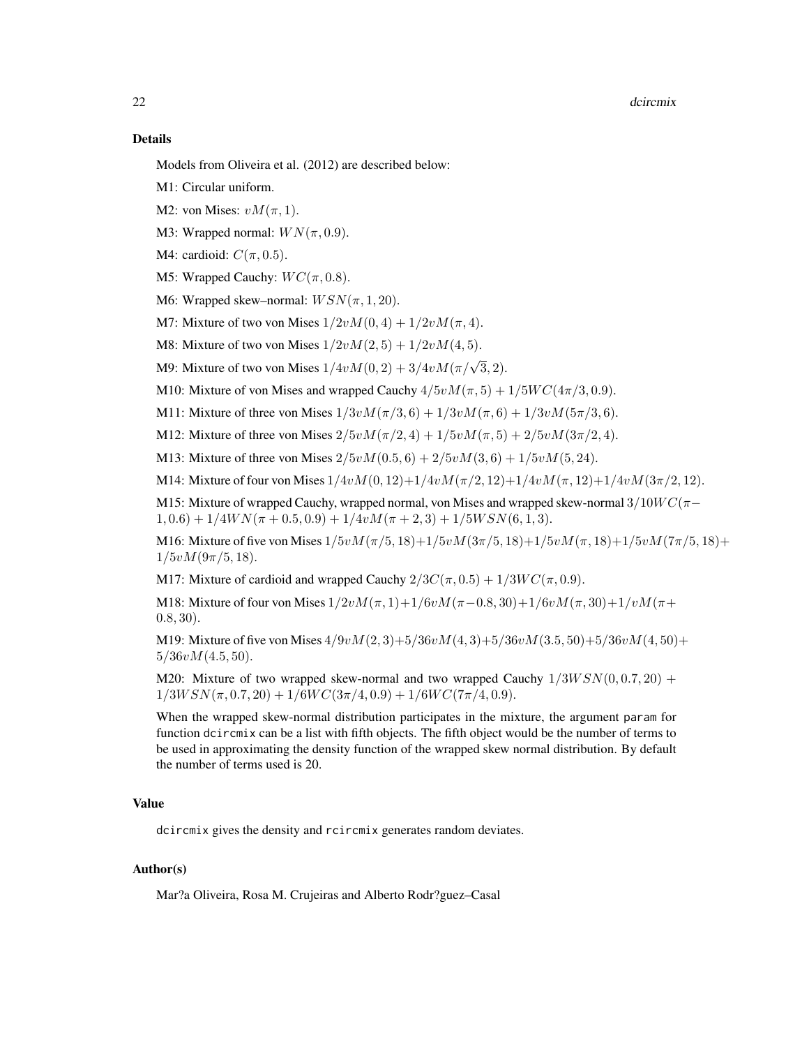### Details

Models from Oliveira et al. (2012) are described below:

M1: Circular uniform.

M2: von Mises: $vM(\pi, 1)$.

M3: Wrapped normal: $WN(\pi, 0.9)$.

M4: cardioid: $C(\pi, 0.5)$.

M5: Wrapped Cauchy: $WC(\pi, 0.8)$.

M6: Wrapped skew–normal: $WSN(\pi, 1, 20)$.

M7: Mixture of two von Mises $1/2vM(0, 4) + 1/2vM(\pi, 4)$.

M8: Mixture of two von Mises $1/2vM(2, 5) + 1/2vM(4, 5)$.

M9: Mixture of two von Mises $1/4vM(0, 2) + 3/4vM(\pi/\sqrt{3}, 2)$.

M10: Mixture of von Mises and wrapped Cauchy $4/5vM(\pi, 5) + 1/5WC(4\pi/3, 0.9)$.

M11: Mixture of three von Mises $1/3vM(\pi/3, 6) + 1/3vM(\pi, 6) + 1/3vM(5\pi/3, 6)$.

M12: Mixture of three von Mises $2/5vM(\pi/2, 4) + 1/5vM(\pi, 5) + 2/5vM(3\pi/2, 4)$.

M13: Mixture of three von Mises $2/5vM(0.5, 6) + 2/5vM(3, 6) + 1/5vM(5, 24)$.

M14: Mixture of four von Mises $1/4vM(0, 12)+1/4vM(\pi/2, 12)+1/4vM(\pi, 12)+1/4vM(3\pi/2, 12)$.

M15: Mixture of wrapped Cauchy, wrapped normal, von Mises and wrapped skew-normal $3/10WC(\pi-1, 0.6) + 1/4WN(\pi + 0.5, 0.9) + 1/4vM(\pi + 2, 3) + 1/5WSN(6, 1, 3)$.

M16: Mixture of five von Mises $1/5vM(\pi/5, 18)+1/5vM(3\pi/5, 18)+1/5vM(\pi, 18)+1/5vM(7\pi/5, 18)+1/5vM(9\pi/5, 18)$.

M17: Mixture of cardioid and wrapped Cauchy $2/3C(\pi, 0.5) + 1/3WC(\pi, 0.9)$.

M18: Mixture of four von Mises $1/2vM(\pi, 1)+1/6vM(\pi-0.8, 30)+1/6vM(\pi, 30)+1/vM(\pi+0.8, 30)$.

M19: Mixture of five von Mises $4/9vM(2, 3)+5/36vM(4, 3)+5/36vM(3.5, 50)+5/36vM(4, 50)+5/36vM(4.5, 50)$.

M20: Mixture of two wrapped skew-normal and two wrapped Cauchy $1/3WSN(0, 0.7, 20) + 1/3WSN(\pi, 0.7, 20) + 1/6WC(3\pi/4, 0.9) + 1/6WC(7\pi/4, 0.9)$.

When the wrapped skew-normal distribution participates in the mixture, the argument param for function dcircmix can be a list with fifth objects. The fifth object would be the number of terms to be used in approximating the density function of the wrapped skew normal distribution. By default the number of terms used is 20.

### Value

dcircmix gives the density and rcircmix generates random deviates.

### Author(s)

Mar?a Oliveira, Rosa M. Crujeiras and Alberto Rodr?guez–Casal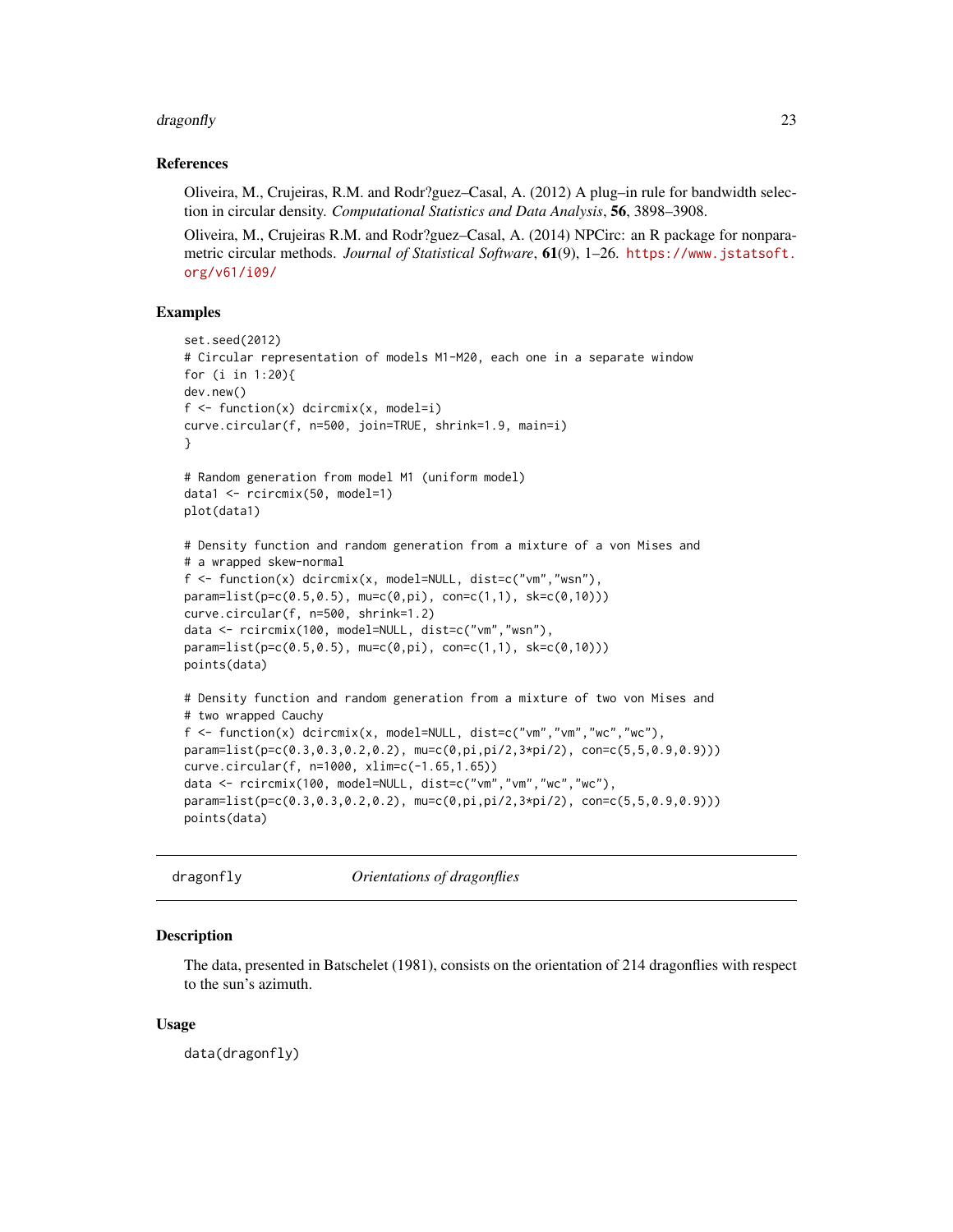### References

Oliveira, M., Crujeiras, R.M. and Rodr?guez–Casal, A. (2012) A plug–in rule for bandwidth selection in circular density. *Computational Statistics and Data Analysis*, **56**, 3898–3908.

Oliveira, M., Crujeiras R.M. and Rodr?guez–Casal, A. (2014) NPCirc: an R package for nonparametric circular methods. *Journal of Statistical Software*, **61**(9), 1–26. https://www.jstatsoft.org/v61/i09/

### Examples

```
set.seed(2012)
# Circular representation of models M1-M20, each one in a separate window
for (i in 1:20){
dev.new()
f <- function(x) dcircmix(x, model=i)
curve.circular(f, n=500, join=TRUE, shrink=1.9, main=i)
}

# Random generation from model M1 (uniform model)
data1 <- rcircmix(50, model=1)
plot(data1)

# Density function and random generation from a mixture of a von Mises and
# a wrapped skew-normal
f <- function(x) dcircmix(x, model=NULL, dist=c("vm","wsn"),
param=list(p=c(0.5,0.5), mu=c(0,pi), con=c(1,1), sk=c(0,10)))
curve.circular(f, n=500, shrink=1.2)
data <- rcircmix(100, model=NULL, dist=c("vm","wsn"),
param=list(p=c(0.5,0.5), mu=c(0,pi), con=c(1,1), sk=c(0,10)))
points(data)

# Density function and random generation from a mixture of two von Mises and
# two wrapped Cauchy
f <- function(x) dcircmix(x, model=NULL, dist=c("vm","vm","wc","wc"),
param=list(p=c(0.3,0.3,0.2,0.2), mu=c(0,pi,pi/2,3*pi/2), con=c(5,5,0.9,0.9)))
curve.circular(f, n=1000, xlim=c(-1.65,1.65))
data <- rcircmix(100, model=NULL, dist=c("vm","vm","wc","wc"),
param=list(p=c(0.3,0.3,0.2,0.2), mu=c(0,pi,pi/2,3*pi/2), con=c(5,5,0.9,0.9)))
points(data)
```

---

## dragonfly *Orientations of dragonflies*

### Description

The data, presented in Batschelet (1981), consists on the orientation of 214 dragonflies with respect to the sun's azimuth.

### Usage

```
data(dragonfly)
```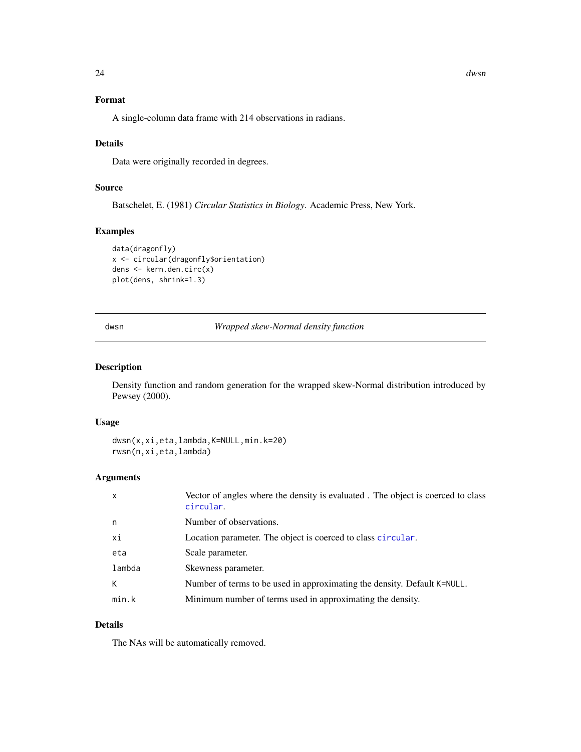### Format

A single-column data frame with 214 observations in radians.

### Details

Data were originally recorded in degrees.

### Source

Batschelet, E. (1981) *Circular Statistics in Biology*. Academic Press, New York.

### Examples

```
data(dragonfly)
x <- circular(dragonfly$orientation)
dens <- kern.den.circ(x)
plot(dens, shrink=1.3)
```

---

## dwsn — *Wrapped skew-Normal density function*

### Description

Density function and random generation for the wrapped skew-Normal distribution introduced by Pewsey (2000).

### Usage

```
dwsn(x,xi,eta,lambda,K=NULL,min.k=20)
rwsn(n,xi,eta,lambda)
```

### Arguments

| | |
|---|---|
| x | Vector of angles where the density is evaluated . The object is coerced to class circular. |
| n | Number of observations. |
| xi | Location parameter. The object is coerced to class circular. |
| eta | Scale parameter. |
| lambda | Skewness parameter. |
| K | Number of terms to be used in approximating the density. Default K=NULL. |
| min.k | Minimum number of terms used in approximating the density. |

### Details

The NAs will be automatically removed.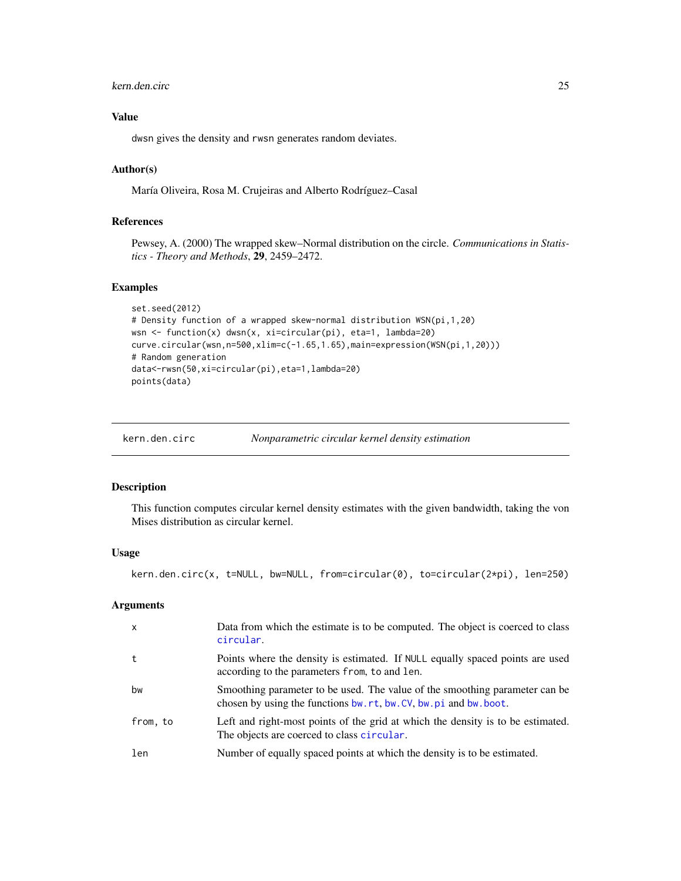### Value

dwsn gives the density and rwsn generates random deviates.

### Author(s)

María Oliveira, Rosa M. Crujeiras and Alberto Rodríguez–Casal

### References

Pewsey, A. (2000) The wrapped skew–Normal distribution on the circle. *Communications in Statistics - Theory and Methods*, **29**, 2459–2472.

### Examples

```
set.seed(2012)
# Density function of a wrapped skew-normal distribution WSN(pi,1,20)
wsn <- function(x) dwsn(x, xi=circular(pi), eta=1, lambda=20)
curve.circular(wsn,n=500,xlim=c(-1.65,1.65),main=expression(WSN(pi,1,20)))
# Random generation
data<-rwsn(50,xi=circular(pi),eta=1,lambda=20)
points(data)
```

---

## kern.den.circ — *Nonparametric circular kernel density estimation*

### Description

This function computes circular kernel density estimates with the given bandwidth, taking the von Mises distribution as circular kernel.

### Usage

```
kern.den.circ(x, t=NULL, bw=NULL, from=circular(0), to=circular(2*pi), len=250)
```

### Arguments

| | |
|---|---|
| x | Data from which the estimate is to be computed. The object is coerced to class circular. |
| t | Points where the density is estimated. If NULL equally spaced points are used according to the parameters from, to and len. |
| bw | Smoothing parameter to be used. The value of the smoothing parameter can be chosen by using the functions bw.rt, bw.CV, bw.pi and bw.boot. |
| from, to | Left and right-most points of the grid at which the density is to be estimated. The objects are coerced to class circular. |
| len | Number of equally spaced points at which the density is to be estimated. |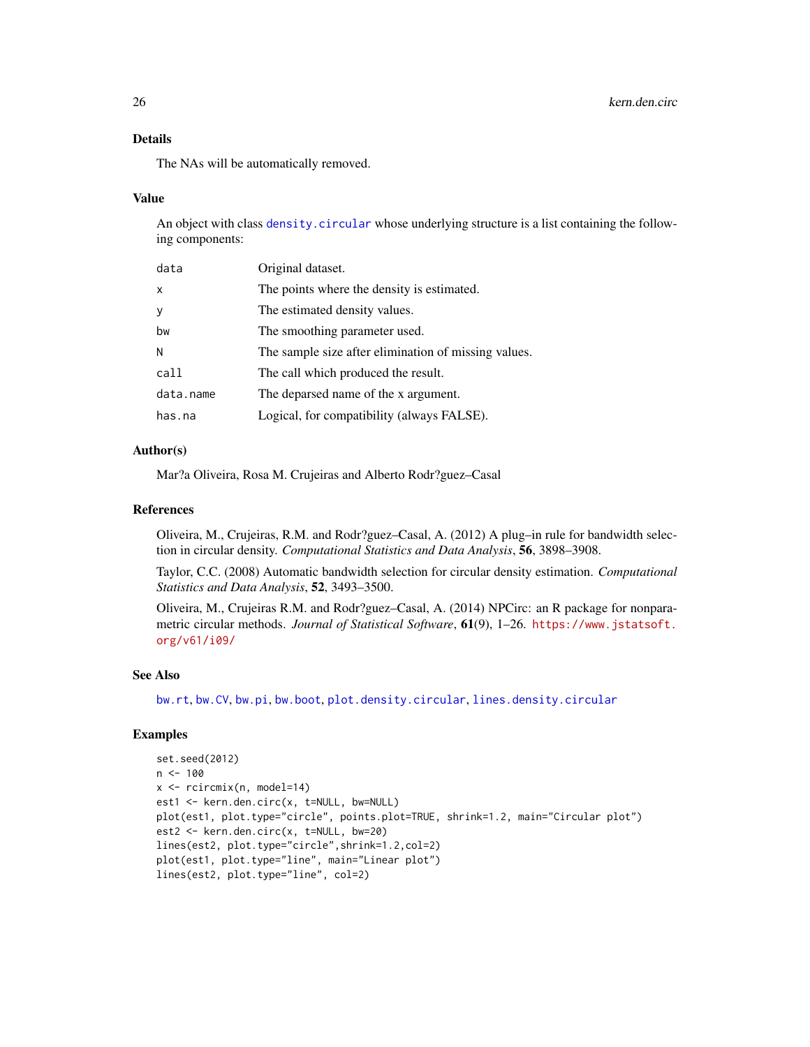## Details

The NAs will be automatically removed.

## Value

An object with class `density.circular` whose underlying structure is a list containing the following components:

| | |
|---|---|
| `data` | Original dataset. |
| `x` | The points where the density is estimated. |
| `y` | The estimated density values. |
| `bw` | The smoothing parameter used. |
| `N` | The sample size after elimination of missing values. |
| `call` | The call which produced the result. |
| `data.name` | The deparsed name of the x argument. |
| `has.na` | Logical, for compatibility (always FALSE). |

## Author(s)

Mar?a Oliveira, Rosa M. Crujeiras and Alberto Rodr?guez–Casal

## References

Oliveira, M., Crujeiras, R.M. and Rodr?guez–Casal, A. (2012) A plug–in rule for bandwidth selection in circular density. *Computational Statistics and Data Analysis*, **56**, 3898–3908.

Taylor, C.C. (2008) Automatic bandwidth selection for circular density estimation. *Computational Statistics and Data Analysis*, **52**, 3493–3500.

Oliveira, M., Crujeiras R.M. and Rodr?guez–Casal, A. (2014) NPCirc: an R package for nonparametric circular methods. *Journal of Statistical Software*, **61**(9), 1–26. https://www.jstatsoft.org/v61/i09/

## See Also

`bw.rt`, `bw.CV`, `bw.pi`, `bw.boot`, `plot.density.circular`, `lines.density.circular`

## Examples

```
set.seed(2012)
n <- 100
x <- rcircmix(n, model=14)
est1 <- kern.den.circ(x, t=NULL, bw=NULL)
plot(est1, plot.type="circle", points.plot=TRUE, shrink=1.2, main="Circular plot")
est2 <- kern.den.circ(x, t=NULL, bw=20)
lines(est2, plot.type="circle",shrink=1.2,col=2)
plot(est1, plot.type="line", main="Linear plot")
lines(est2, plot.type="line", col=2)
```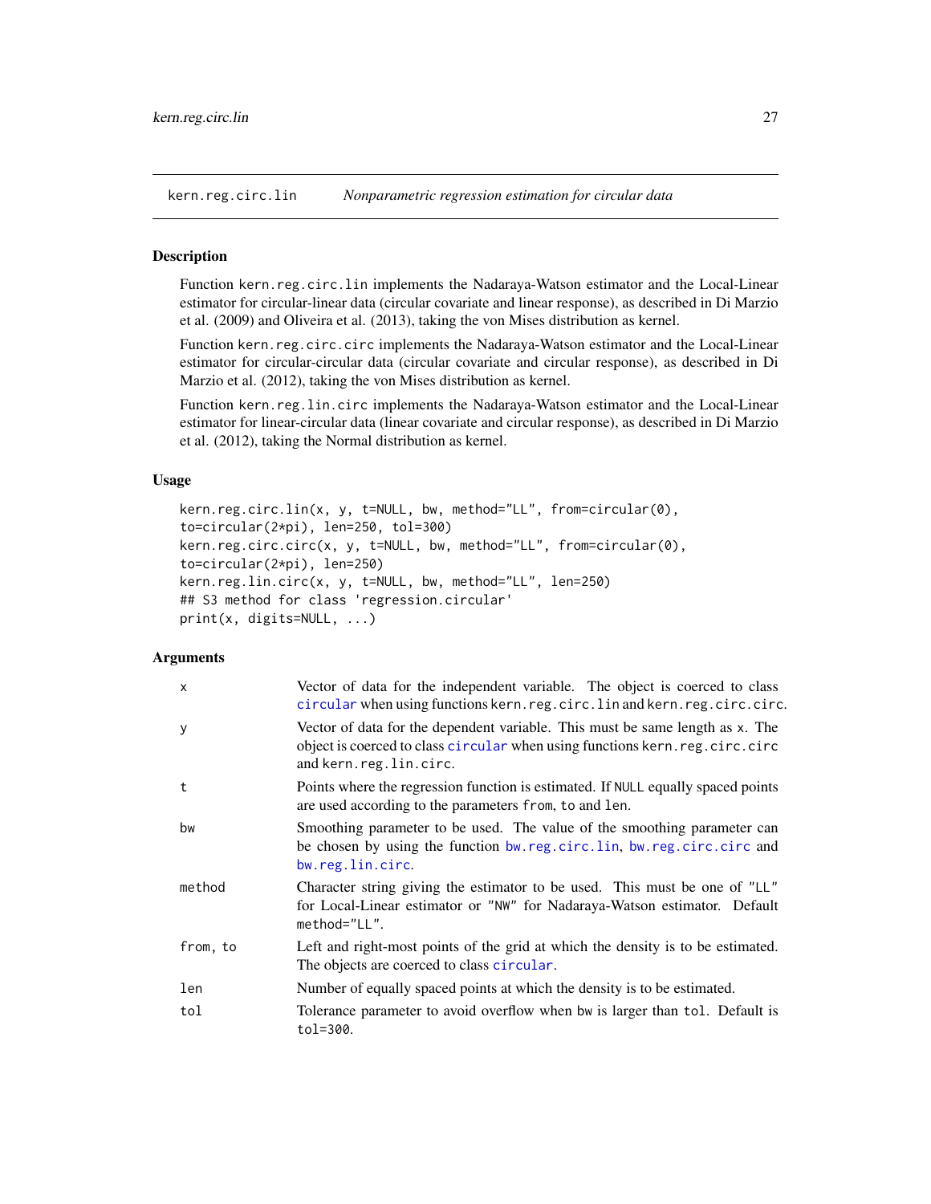kern.reg.circ.lin *Nonparametric regression estimation for circular data*

## Description

Function `kern.reg.circ.lin` implements the Nadaraya-Watson estimator and the Local-Linear estimator for circular-linear data (circular covariate and linear response), as described in Di Marzio et al. (2009) and Oliveira et al. (2013), taking the von Mises distribution as kernel.

Function `kern.reg.circ.circ` implements the Nadaraya-Watson estimator and the Local-Linear estimator for circular-circular data (circular covariate and circular response), as described in Di Marzio et al. (2012), taking the von Mises distribution as kernel.

Function `kern.reg.lin.circ` implements the Nadaraya-Watson estimator and the Local-Linear estimator for linear-circular data (linear covariate and circular response), as described in Di Marzio et al. (2012), taking the Normal distribution as kernel.

## Usage

```
kern.reg.circ.lin(x, y, t=NULL, bw, method="LL", from=circular(0),
to=circular(2*pi), len=250, tol=300)
kern.reg.circ.circ(x, y, t=NULL, bw, method="LL", from=circular(0),
to=circular(2*pi), len=250)
kern.reg.lin.circ(x, y, t=NULL, bw, method="LL", len=250)
## S3 method for class 'regression.circular'
print(x, digits=NULL, ...)
```

## Arguments

| | |
|---|---|
| `x` | Vector of data for the independent variable. The object is coerced to class `circular` when using functions `kern.reg.circ.lin` and `kern.reg.circ.circ`. |
| `y` | Vector of data for the dependent variable. This must be same length as `x`. The object is coerced to class `circular` when using functions `kern.reg.circ.circ` and `kern.reg.lin.circ`. |
| `t` | Points where the regression function is estimated. If `NULL` equally spaced points are used according to the parameters `from`, `to` and `len`. |
| `bw` | Smoothing parameter to be used. The value of the smoothing parameter can be chosen by using the function `bw.reg.circ.lin`, `bw.reg.circ.circ` and `bw.reg.lin.circ`. |
| `method` | Character string giving the estimator to be used. This must be one of `"LL"` for Local-Linear estimator or `"NW"` for Nadaraya-Watson estimator. Default `method="LL"`. |
| `from, to` | Left and right-most points of the grid at which the density is to be estimated. The objects are coerced to class `circular`. |
| `len` | Number of equally spaced points at which the density is to be estimated. |
| `tol` | Tolerance parameter to avoid overflow when `bw` is larger than `tol`. Default is `tol=300`. |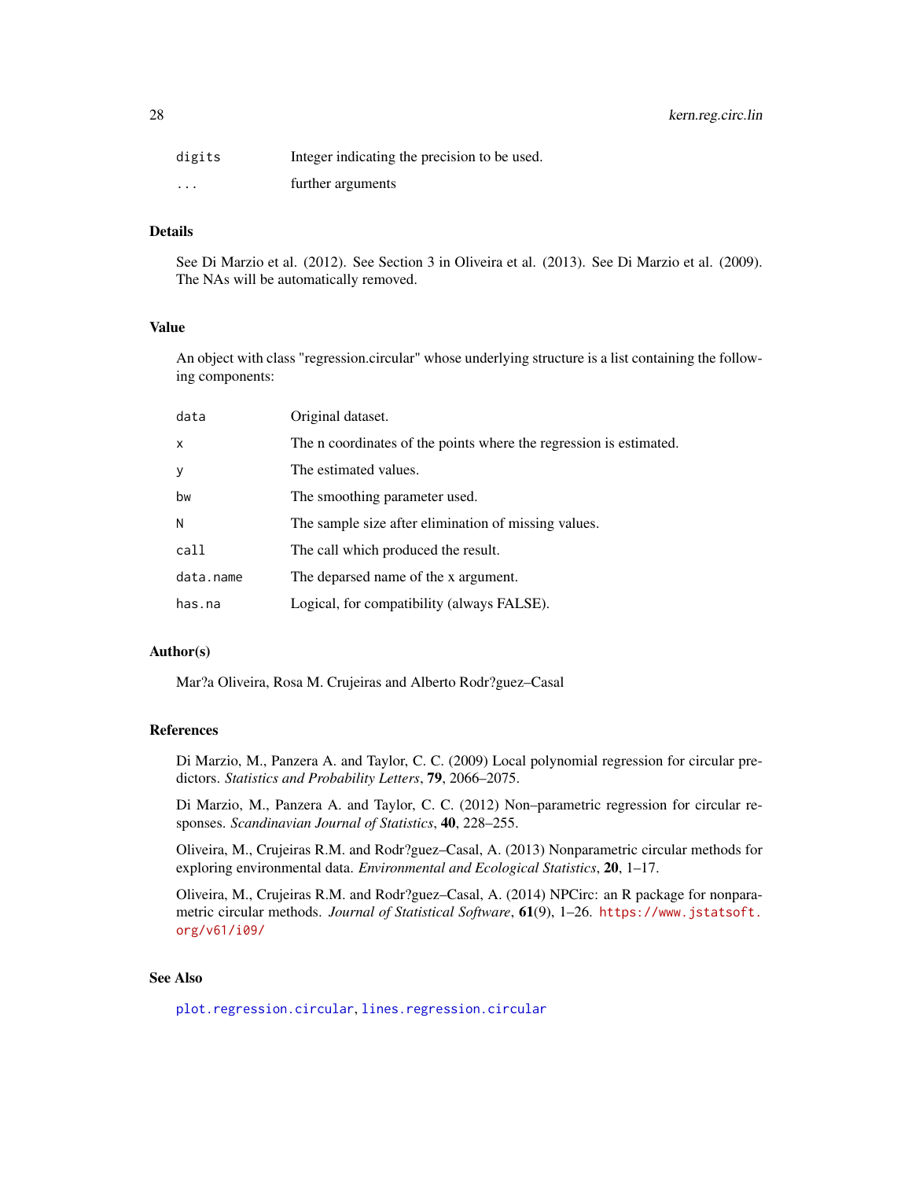| | |
|---|---|
| `digits` | Integer indicating the precision to be used. |
| `...` | further arguments |

## Details

See Di Marzio et al. (2012). See Section 3 in Oliveira et al. (2013). See Di Marzio et al. (2009). The NAs will be automatically removed.

## Value

An object with class "regression.circular" whose underlying structure is a list containing the following components:

| | |
|---|---|
| `data` | Original dataset. |
| `x` | The n coordinates of the points where the regression is estimated. |
| `y` | The estimated values. |
| `bw` | The smoothing parameter used. |
| `N` | The sample size after elimination of missing values. |
| `call` | The call which produced the result. |
| `data.name` | The deparsed name of the x argument. |
| `has.na` | Logical, for compatibility (always FALSE). |

## Author(s)

Mar?a Oliveira, Rosa M. Crujeiras and Alberto Rodr?guez–Casal

## References

Di Marzio, M., Panzera A. and Taylor, C. C. (2009) Local polynomial regression for circular predictors. *Statistics and Probability Letters*, **79**, 2066–2075.

Di Marzio, M., Panzera A. and Taylor, C. C. (2012) Non–parametric regression for circular responses. *Scandinavian Journal of Statistics*, **40**, 228–255.

Oliveira, M., Crujeiras R.M. and Rodr?guez–Casal, A. (2013) Nonparametric circular methods for exploring environmental data. *Environmental and Ecological Statistics*, **20**, 1–17.

Oliveira, M., Crujeiras R.M. and Rodr?guez–Casal, A. (2014) NPCirc: an R package for nonparametric circular methods. *Journal of Statistical Software*, **61**(9), 1–26. https://www.jstatsoft.org/v61/i09/

## See Also

`plot.regression.circular`, `lines.regression.circular`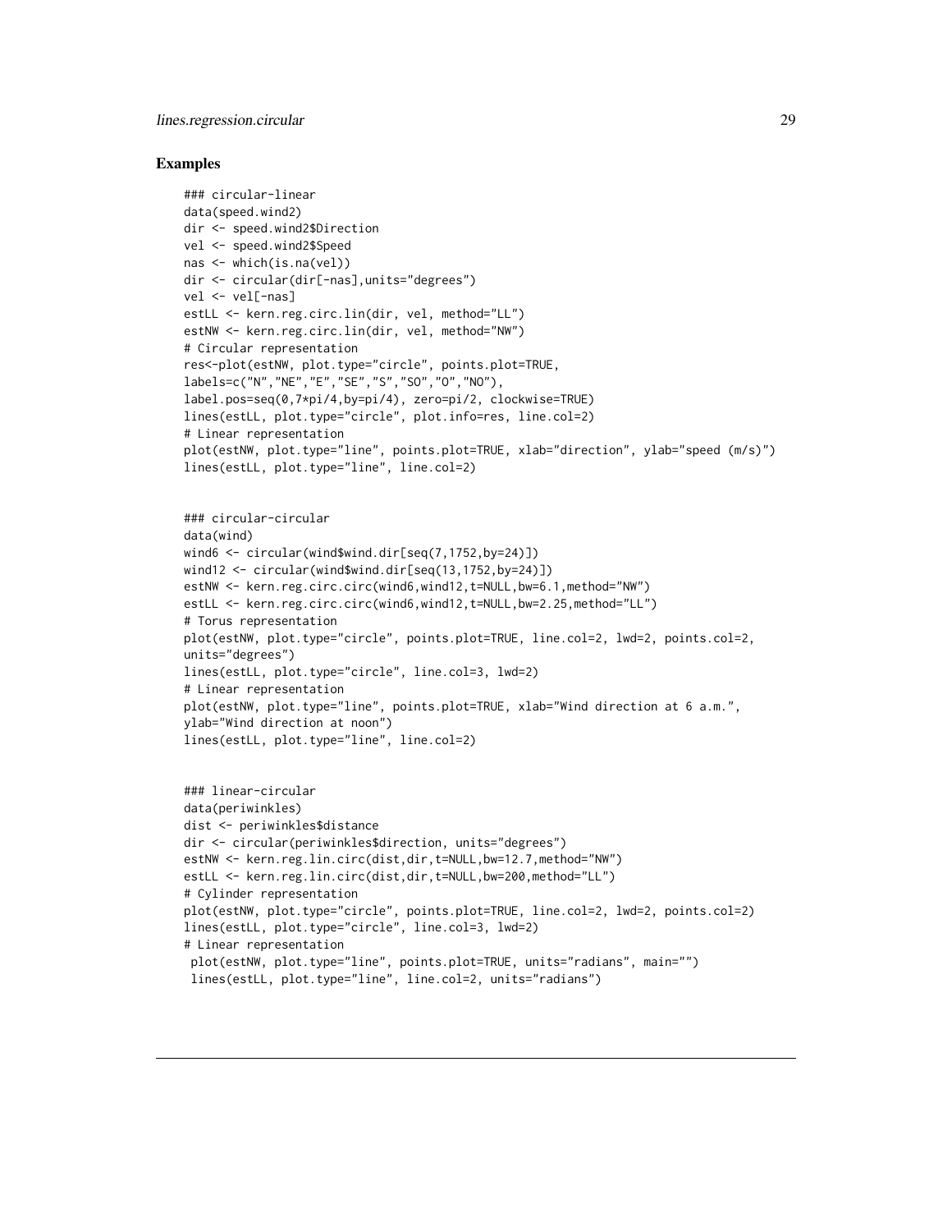## Examples

```
### circular-linear
data(speed.wind2)
dir <- speed.wind2$Direction
vel <- speed.wind2$Speed
nas <- which(is.na(vel))
dir <- circular(dir[-nas],units="degrees")
vel <- vel[-nas]
estLL <- kern.reg.circ.lin(dir, vel, method="LL")
estNW <- kern.reg.circ.lin(dir, vel, method="NW")
# Circular representation
res<-plot(estNW, plot.type="circle", points.plot=TRUE,
labels=c("N","NE","E","SE","S","SO","O","NO"),
label.pos=seq(0,7*pi/4,by=pi/4), zero=pi/2, clockwise=TRUE)
lines(estLL, plot.type="circle", plot.info=res, line.col=2)
# Linear representation
plot(estNW, plot.type="line", points.plot=TRUE, xlab="direction", ylab="speed (m/s)")
lines(estLL, plot.type="line", line.col=2)


### circular-circular
data(wind)
wind6 <- circular(wind$wind.dir[seq(7,1752,by=24)])
wind12 <- circular(wind$wind.dir[seq(13,1752,by=24)])
estNW <- kern.reg.circ.circ(wind6,wind12,t=NULL,bw=6.1,method="NW")
estLL <- kern.reg.circ.circ(wind6,wind12,t=NULL,bw=2.25,method="LL")
# Torus representation
plot(estNW, plot.type="circle", points.plot=TRUE, line.col=2, lwd=2, points.col=2,
units="degrees")
lines(estLL, plot.type="circle", line.col=3, lwd=2)
# Linear representation
plot(estNW, plot.type="line", points.plot=TRUE, xlab="Wind direction at 6 a.m.",
ylab="Wind direction at noon")
lines(estLL, plot.type="line", line.col=2)


### linear-circular
data(periwinkles)
dist <- periwinkles$distance
dir <- circular(periwinkles$direction, units="degrees")
estNW <- kern.reg.lin.circ(dist,dir,t=NULL,bw=12.7,method="NW")
estLL <- kern.reg.lin.circ(dist,dir,t=NULL,bw=200,method="LL")
# Cylinder representation
plot(estNW, plot.type="circle", points.plot=TRUE, line.col=2, lwd=2, points.col=2)
lines(estLL, plot.type="circle", line.col=3, lwd=2)
# Linear representation
 plot(estNW, plot.type="line", points.plot=TRUE, units="radians", main="")
 lines(estLL, plot.type="line", line.col=2, units="radians")
```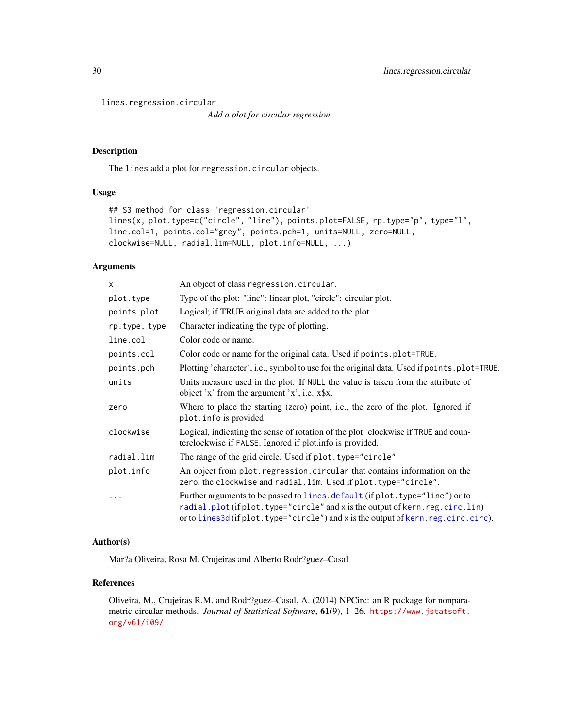lines.regression.circular

*Add a plot for circular regression*

## Description

The lines add a plot for regression.circular objects.

## Usage

```
## S3 method for class 'regression.circular'
lines(x, plot.type=c("circle", "line"), points.plot=FALSE, rp.type="p", type="l",
line.col=1, points.col="grey", points.pch=1, units=NULL, zero=NULL,
clockwise=NULL, radial.lim=NULL, plot.info=NULL, ...)
```

## Arguments

| | |
|---|---|
| x | An object of class regression.circular. |
| plot.type | Type of the plot: "line": linear plot, "circle": circular plot. |
| points.plot | Logical; if TRUE original data are added to the plot. |
| rp.type, type | Character indicating the type of plotting. |
| line.col | Color code or name. |
| points.col | Color code or name for the original data. Used if points.plot=TRUE. |
| points.pch | Plotting 'character', i.e., symbol to use for the original data. Used if points.plot=TRUE. |
| units | Units measure used in the plot. If NULL the value is taken from the attribute of object 'x' from the argument 'x', i.e. x$x. |
| zero | Where to place the starting (zero) point, i.e., the zero of the plot. Ignored if plot.info is provided. |
| clockwise | Logical, indicating the sense of rotation of the plot: clockwise if TRUE and counterclockwise if FALSE. Ignored if plot.info is provided. |
| radial.lim | The range of the grid circle. Used if plot.type="circle". |
| plot.info | An object from plot.regression.circular that contains information on the zero, the clockwise and radial.lim. Used if plot.type="circle". |
| ... | Further arguments to be passed to lines.default (if plot.type="line") or to radial.plot (if plot.type="circle" and x is the output of kern.reg.circ.lin) or to lines3d (if plot.type="circle") and x is the output of kern.reg.circ.circ). |

## Author(s)

Mar?a Oliveira, Rosa M. Crujeiras and Alberto Rodr?guez–Casal

## References

Oliveira, M., Crujeiras R.M. and Rodr?guez–Casal, A. (2014) NPCirc: an R package for nonparametric circular methods. *Journal of Statistical Software*, **61**(9), 1–26. https://www.jstatsoft.org/v61/i09/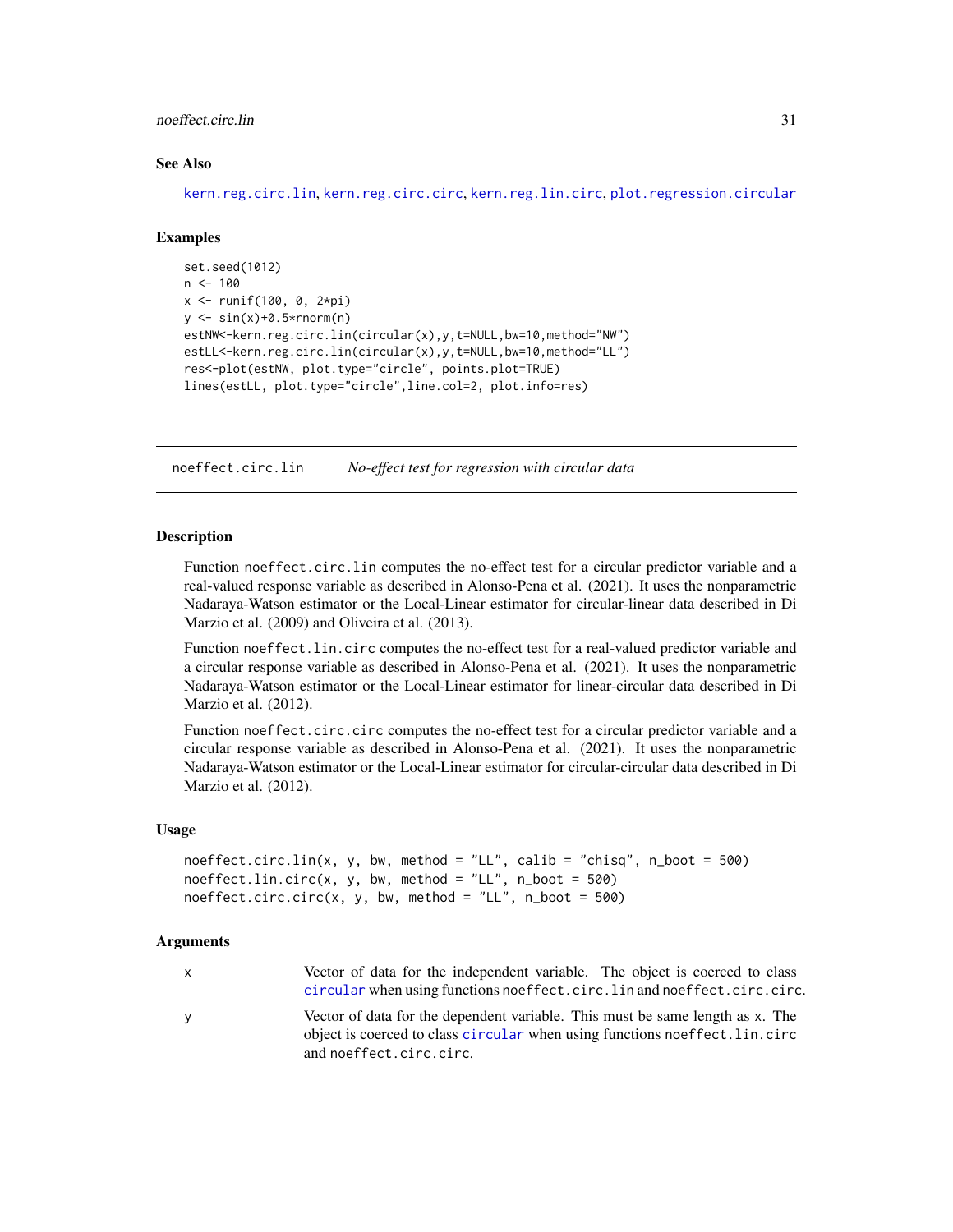### See Also

kern.reg.circ.lin, kern.reg.circ.circ, kern.reg.lin.circ, plot.regression.circular

### Examples

```
set.seed(1012)
n <- 100
x <- runif(100, 0, 2*pi)
y <- sin(x)+0.5*rnorm(n)
estNW<-kern.reg.circ.lin(circular(x),y,t=NULL,bw=10,method="NW")
estLL<-kern.reg.circ.lin(circular(x),y,t=NULL,bw=10,method="LL")
res<-plot(estNW, plot.type="circle", points.plot=TRUE)
lines(estLL, plot.type="circle",line.col=2, plot.info=res)
```

---

## noeffect.circ.lin &nbsp;&nbsp;&nbsp; *No-effect test for regression with circular data*

### Description

Function noeffect.circ.lin computes the no-effect test for a circular predictor variable and a real-valued response variable as described in Alonso-Pena et al. (2021). It uses the nonparametric Nadaraya-Watson estimator or the Local-Linear estimator for circular-linear data described in Di Marzio et al. (2009) and Oliveira et al. (2013).

Function noeffect.lin.circ computes the no-effect test for a real-valued predictor variable and a circular response variable as described in Alonso-Pena et al. (2021). It uses the nonparametric Nadaraya-Watson estimator or the Local-Linear estimator for linear-circular data described in Di Marzio et al. (2012).

Function noeffect.circ.circ computes the no-effect test for a circular predictor variable and a circular response variable as described in Alonso-Pena et al. (2021). It uses the nonparametric Nadaraya-Watson estimator or the Local-Linear estimator for circular-circular data described in Di Marzio et al. (2012).

### Usage

```
noeffect.circ.lin(x, y, bw, method = "LL", calib = "chisq", n_boot = 500)
noeffect.lin.circ(x, y, bw, method = "LL", n_boot = 500)
noeffect.circ.circ(x, y, bw, method = "LL", n_boot = 500)
```

### Arguments

| | |
|---|---|
| x | Vector of data for the independent variable. The object is coerced to class circular when using functions noeffect.circ.lin and noeffect.circ.circ. |
| y | Vector of data for the dependent variable. This must be same length as x. The object is coerced to class circular when using functions noeffect.lin.circ and noeffect.circ.circ. |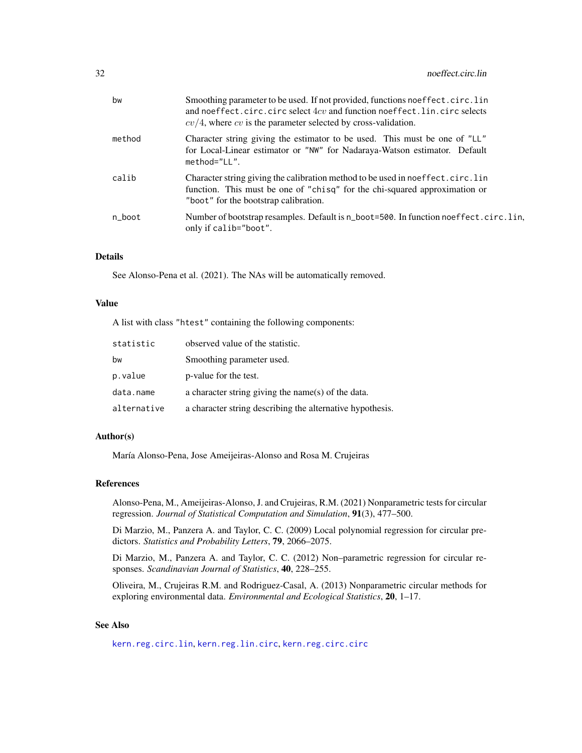| | |
|---|---|
| bw | Smoothing parameter to be used. If not provided, functions `noeffect.circ.lin` and `noeffect.circ.circ` select $4cv$ and function `noeffect.lin.circ` selects $cv/4$, where $cv$ is the parameter selected by cross-validation. |
| method | Character string giving the estimator to be used. This must be one of "LL" for Local-Linear estimator or "NW" for Nadaraya-Watson estimator. Default `method="LL"`. |
| calib | Character string giving the calibration method to be used in `noeffect.circ.lin` function. This must be one of "chisq" for the chi-squared approximation or "boot" for the bootstrap calibration. |
| n_boot | Number of bootstrap resamples. Default is `n_boot=500`. In function `noeffect.circ.lin`, only if `calib="boot"`. |

### Details

See Alonso-Pena et al. (2021). The NAs will be automatically removed.

### Value

A list with class "htest" containing the following components:

| | |
|---|---|
| statistic | observed value of the statistic. |
| bw | Smoothing parameter used. |
| p.value | p-value for the test. |
| data.name | a character string giving the name(s) of the data. |
| alternative | a character string describing the alternative hypothesis. |

### Author(s)

María Alonso-Pena, Jose Ameijeiras-Alonso and Rosa M. Crujeiras

### References

Alonso-Pena, M., Ameijeiras-Alonso, J. and Crujeiras, R.M. (2021) Nonparametric tests for circular regression. *Journal of Statistical Computation and Simulation*, **91**(3), 477–500.

Di Marzio, M., Panzera A. and Taylor, C. C. (2009) Local polynomial regression for circular predictors. *Statistics and Probability Letters*, **79**, 2066–2075.

Di Marzio, M., Panzera A. and Taylor, C. C. (2012) Non–parametric regression for circular responses. *Scandinavian Journal of Statistics*, **40**, 228–255.

Oliveira, M., Crujeiras R.M. and Rodriguez-Casal, A. (2013) Nonparametric circular methods for exploring environmental data. *Environmental and Ecological Statistics*, **20**, 1–17.

### See Also

`kern.reg.circ.lin`, `kern.reg.lin.circ`, `kern.reg.circ.circ`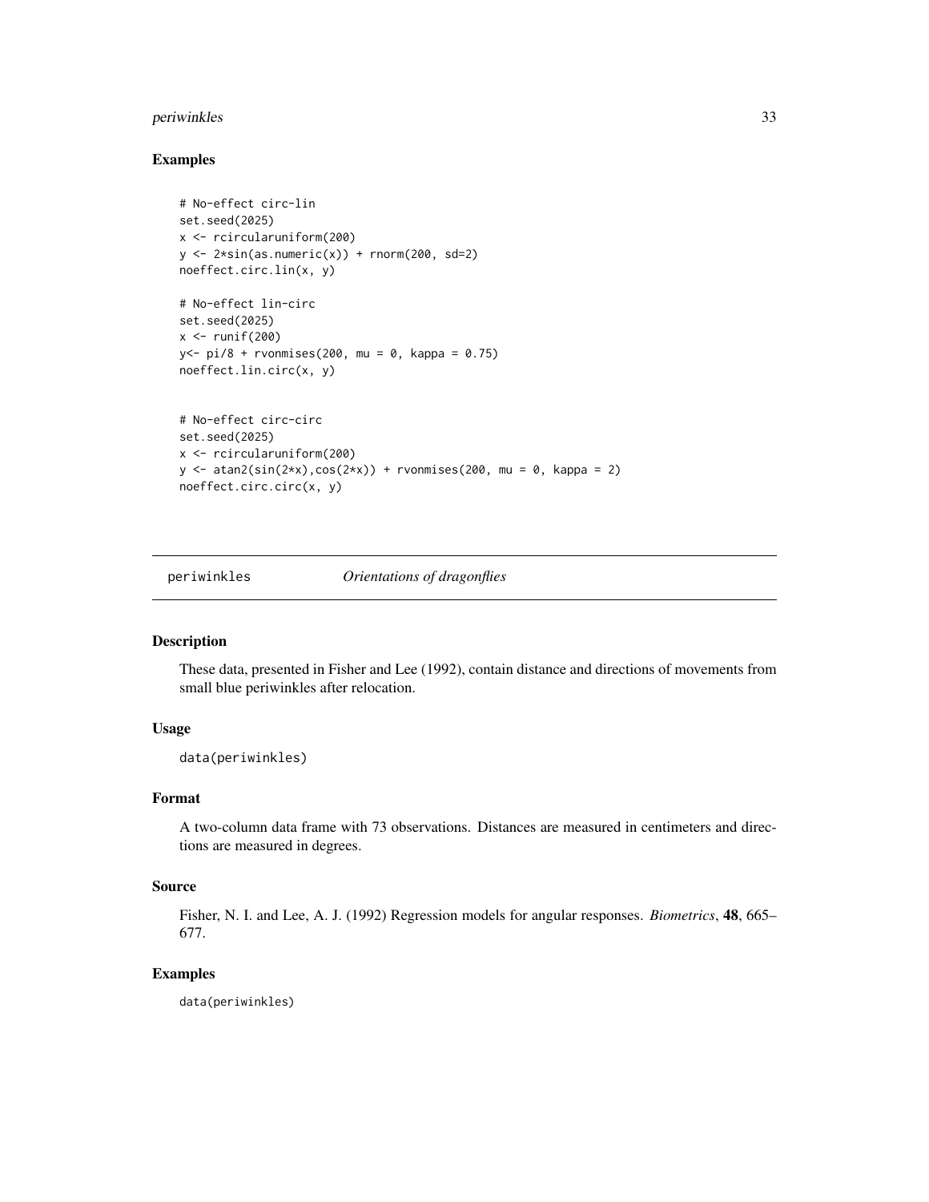## Examples

```
# No-effect circ-lin
set.seed(2025)
x <- rcircularuniform(200)
y <- 2*sin(as.numeric(x)) + rnorm(200, sd=2)
noeffect.circ.lin(x, y)

# No-effect lin-circ
set.seed(2025)
x <- runif(200)
y<- pi/8 + rvonmises(200, mu = 0, kappa = 0.75)
noeffect.lin.circ(x, y)


# No-effect circ-circ
set.seed(2025)
x <- rcircularuniform(200)
y <- atan2(sin(2*x),cos(2*x)) + rvonmises(200, mu = 0, kappa = 2)
noeffect.circ.circ(x, y)
```

---

# periwinkles *Orientations of dragonflies*

## Description

These data, presented in Fisher and Lee (1992), contain distance and directions of movements from small blue periwinkles after relocation.

## Usage

```
data(periwinkles)
```

## Format

A two-column data frame with 73 observations. Distances are measured in centimeters and directions are measured in degrees.

## Source

Fisher, N. I. and Lee, A. J. (1992) Regression models for angular responses. *Biometrics*, **48**, 665–677.

## Examples

```
data(periwinkles)
```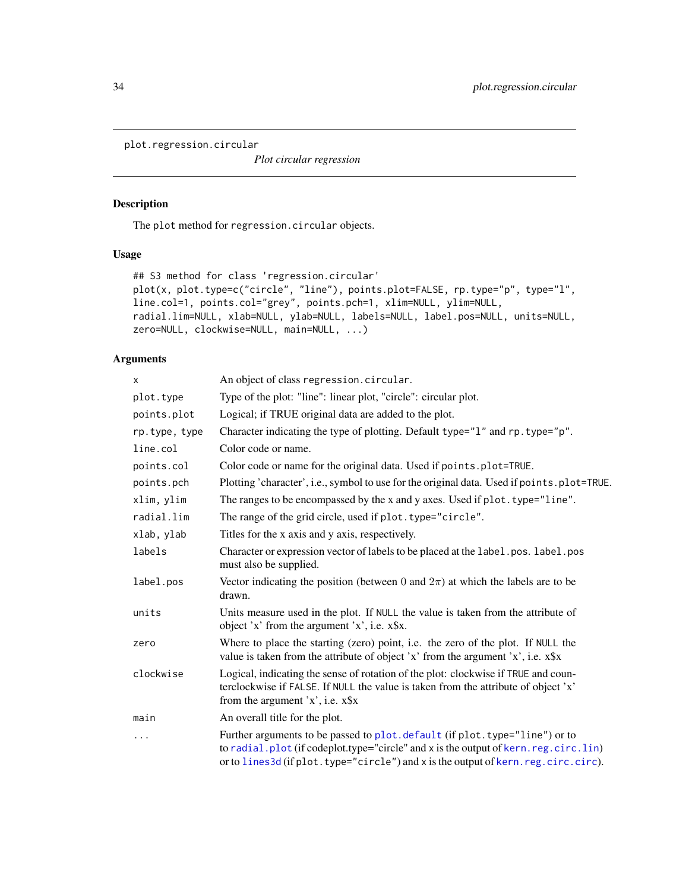# plot.regression.circular

*Plot circular regression*

## Description

The `plot` method for `regression.circular` objects.

## Usage

```
## S3 method for class 'regression.circular'
plot(x, plot.type=c("circle", "line"), points.plot=FALSE, rp.type="p", type="l",
line.col=1, points.col="grey", points.pch=1, xlim=NULL, ylim=NULL,
radial.lim=NULL, xlab=NULL, ylab=NULL, labels=NULL, label.pos=NULL, units=NULL,
zero=NULL, clockwise=NULL, main=NULL, ...)
```

## Arguments

| | |
|---|---|
| `x` | An object of class `regression.circular`. |
| `plot.type` | Type of the plot: "line": linear plot, "circle": circular plot. |
| `points.plot` | Logical; if TRUE original data are added to the plot. |
| `rp.type, type` | Character indicating the type of plotting. Default `type="l"` and `rp.type="p"`. |
| `line.col` | Color code or name. |
| `points.col` | Color code or name for the original data. Used if `points.plot=TRUE`. |
| `points.pch` | Plotting 'character', i.e., symbol to use for the original data. Used if `points.plot=TRUE`. |
| `xlim, ylim` | The ranges to be encompassed by the x and y axes. Used if `plot.type="line"`. |
| `radial.lim` | The range of the grid circle, used if `plot.type="circle"`. |
| `xlab, ylab` | Titles for the x axis and y axis, respectively. |
| `labels` | Character or expression vector of labels to be placed at the `label.pos`. `label.pos` must also be supplied. |
| `label.pos` | Vector indicating the position (between $0$ and $2\pi$) at which the labels are to be drawn. |
| `units` | Units measure used in the plot. If `NULL` the value is taken from the attribute of object 'x' from the argument 'x', i.e. x$x. |
| `zero` | Where to place the starting (zero) point, i.e. the zero of the plot. If `NULL` the value is taken from the attribute of object 'x' from the argument 'x', i.e. x$x |
| `clockwise` | Logical, indicating the sense of rotation of the plot: clockwise if `TRUE` and counterclockwise if `FALSE`. If `NULL` the value is taken from the attribute of object 'x' from the argument 'x', i.e. x$x |
| `main` | An overall title for the plot. |
| `...` | Further arguments to be passed to `plot.default` (if `plot.type="line"`) or to to `radial.plot` (if codeplot.type="circle" and `x` is the output of `kern.reg.circ.lin`) or to `lines3d` (if `plot.type="circle"`) and `x` is the output of `kern.reg.circ.circ`). |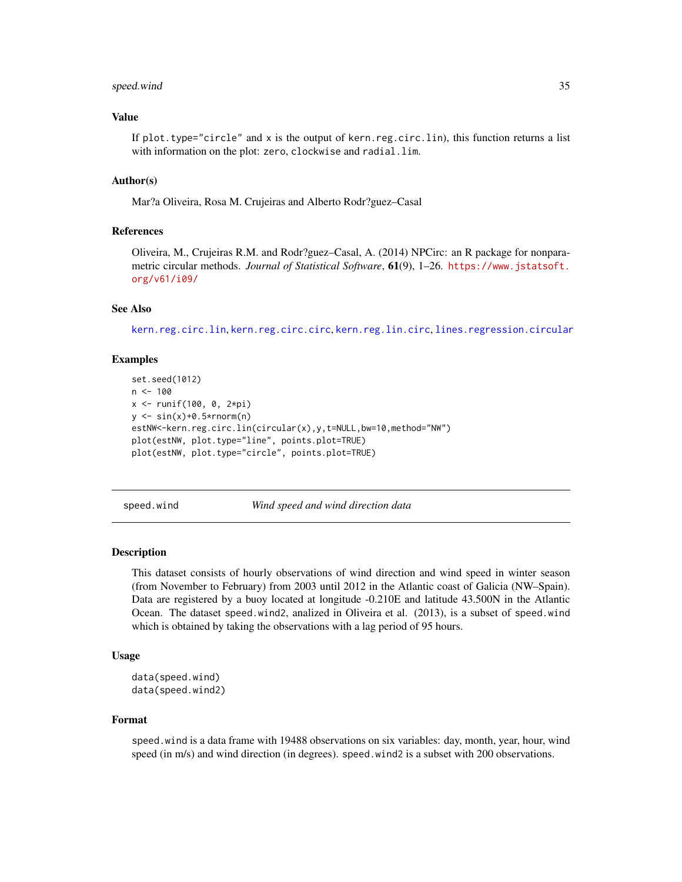### Value

If `plot.type="circle"` and x is the output of kern.reg.circ.lin), this function returns a list with information on the plot: `zero`, `clockwise` and `radial.lim`.

### Author(s)

Mar?a Oliveira, Rosa M. Crujeiras and Alberto Rodr?guez–Casal

### References

Oliveira, M., Crujeiras R.M. and Rodr?guez–Casal, A. (2014) NPCirc: an R package for nonparametric circular methods. *Journal of Statistical Software*, **61**(9), 1–26. https://www.jstatsoft.org/v61/i09/

### See Also

kern.reg.circ.lin, kern.reg.circ.circ, kern.reg.lin.circ, lines.regression.circular

### Examples

```
set.seed(1012)
n <- 100
x <- runif(100, 0, 2*pi)
y <- sin(x)+0.5*rnorm(n)
estNW<-kern.reg.circ.lin(circular(x),y,t=NULL,bw=10,method="NW")
plot(estNW, plot.type="line", points.plot=TRUE)
plot(estNW, plot.type="circle", points.plot=TRUE)
```

---

## speed.wind — *Wind speed and wind direction data*

---

### Description

This dataset consists of hourly observations of wind direction and wind speed in winter season (from November to February) from 2003 until 2012 in the Atlantic coast of Galicia (NW–Spain). Data are registered by a buoy located at longitude -0.210E and latitude 43.500N in the Atlantic Ocean. The dataset `speed.wind2`, analized in Oliveira et al. (2013), is a subset of `speed.wind` which is obtained by taking the observations with a lag period of 95 hours.

### Usage

```
data(speed.wind)
data(speed.wind2)
```

### Format

`speed.wind` is a data frame with 19488 observations on six variables: day, month, year, hour, wind speed (in m/s) and wind direction (in degrees). `speed.wind2` is a subset with 200 observations.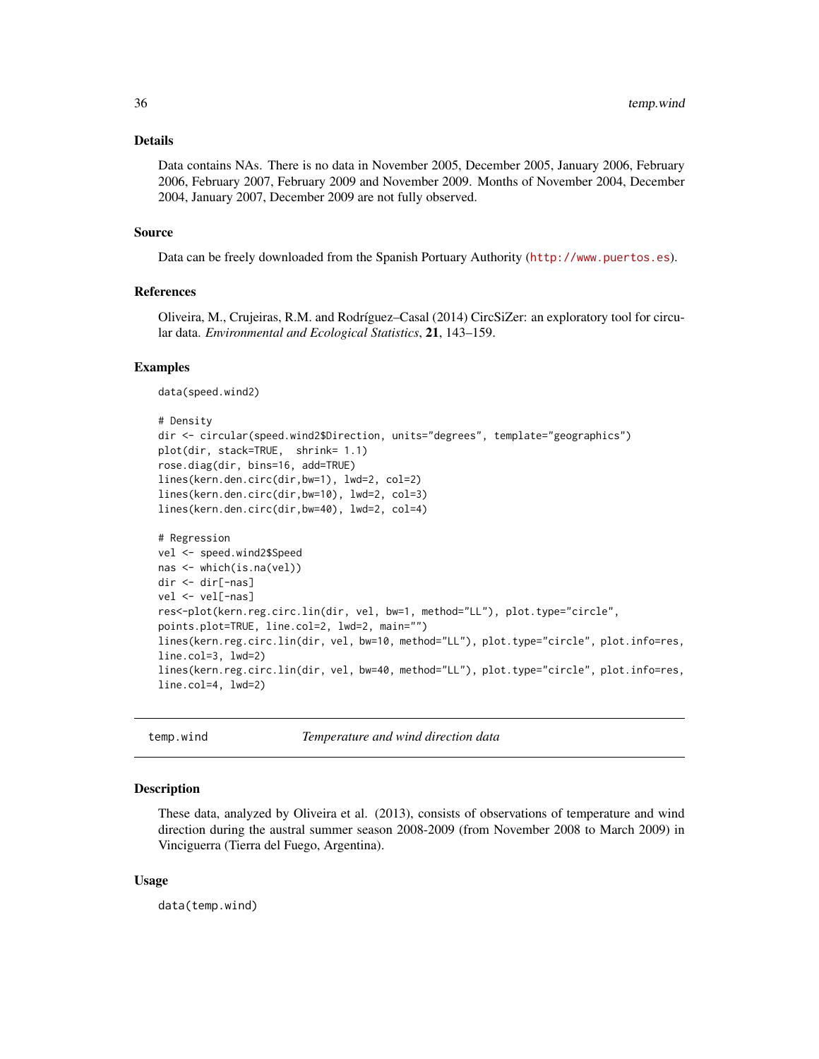## Details

Data contains NAs. There is no data in November 2005, December 2005, January 2006, February 2006, February 2007, February 2009 and November 2009. Months of November 2004, December 2004, January 2007, December 2009 are not fully observed.

## Source

Data can be freely downloaded from the Spanish Portuary Authority (http://www.puertos.es).

## References

Oliveira, M., Crujeiras, R.M. and Rodríguez–Casal (2014) CircSiZer: an exploratory tool for circular data. *Environmental and Ecological Statistics*, **21**, 143–159.

## Examples

```
data(speed.wind2)

# Density
dir <- circular(speed.wind2$Direction, units="degrees", template="geographics")
plot(dir, stack=TRUE,  shrink= 1.1)
rose.diag(dir, bins=16, add=TRUE)
lines(kern.den.circ(dir,bw=1), lwd=2, col=2)
lines(kern.den.circ(dir,bw=10), lwd=2, col=3)
lines(kern.den.circ(dir,bw=40), lwd=2, col=4)

# Regression
vel <- speed.wind2$Speed
nas <- which(is.na(vel))
dir <- dir[-nas]
vel <- vel[-nas]
res<-plot(kern.reg.circ.lin(dir, vel, bw=1, method="LL"), plot.type="circle",
points.plot=TRUE, line.col=2, lwd=2, main="")
lines(kern.reg.circ.lin(dir, vel, bw=10, method="LL"), plot.type="circle", plot.info=res,
line.col=3, lwd=2)
lines(kern.reg.circ.lin(dir, vel, bw=40, method="LL"), plot.type="circle", plot.info=res,
line.col=4, lwd=2)
```

---

# temp.wind — *Temperature and wind direction data*

## Description

These data, analyzed by Oliveira et al. (2013), consists of observations of temperature and wind direction during the austral summer season 2008-2009 (from November 2008 to March 2009) in Vinciguerra (Tierra del Fuego, Argentina).

## Usage

```
data(temp.wind)
```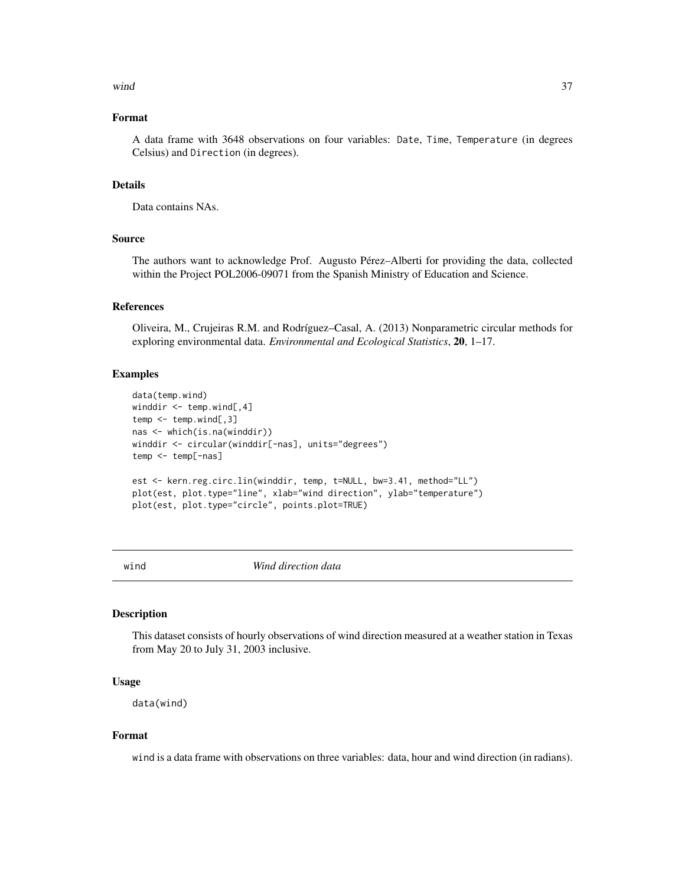### Format

A data frame with 3648 observations on four variables: `Date`, `Time`, `Temperature` (in degrees Celsius) and `Direction` (in degrees).

### Details

Data contains NAs.

### Source

The authors want to acknowledge Prof. Augusto Pérez–Alberti for providing the data, collected within the Project POL2006-09071 from the Spanish Ministry of Education and Science.

### References

Oliveira, M., Crujeiras R.M. and Rodríguez–Casal, A. (2013) Nonparametric circular methods for exploring environmental data. *Environmental and Ecological Statistics*, **20**, 1–17.

### Examples

```
data(temp.wind)
winddir <- temp.wind[,4]
temp <- temp.wind[,3]
nas <- which(is.na(winddir))
winddir <- circular(winddir[-nas], units="degrees")
temp <- temp[-nas]

est <- kern.reg.circ.lin(winddir, temp, t=NULL, bw=3.41, method="LL")
plot(est, plot.type="line", xlab="wind direction", ylab="temperature")
plot(est, plot.type="circle", points.plot=TRUE)
```

---

## wind *Wind direction data*

---

### Description

This dataset consists of hourly observations of wind direction measured at a weather station in Texas from May 20 to July 31, 2003 inclusive.

### Usage

```
data(wind)
```

### Format

`wind` is a data frame with observations on three variables: data, hour and wind direction (in radians).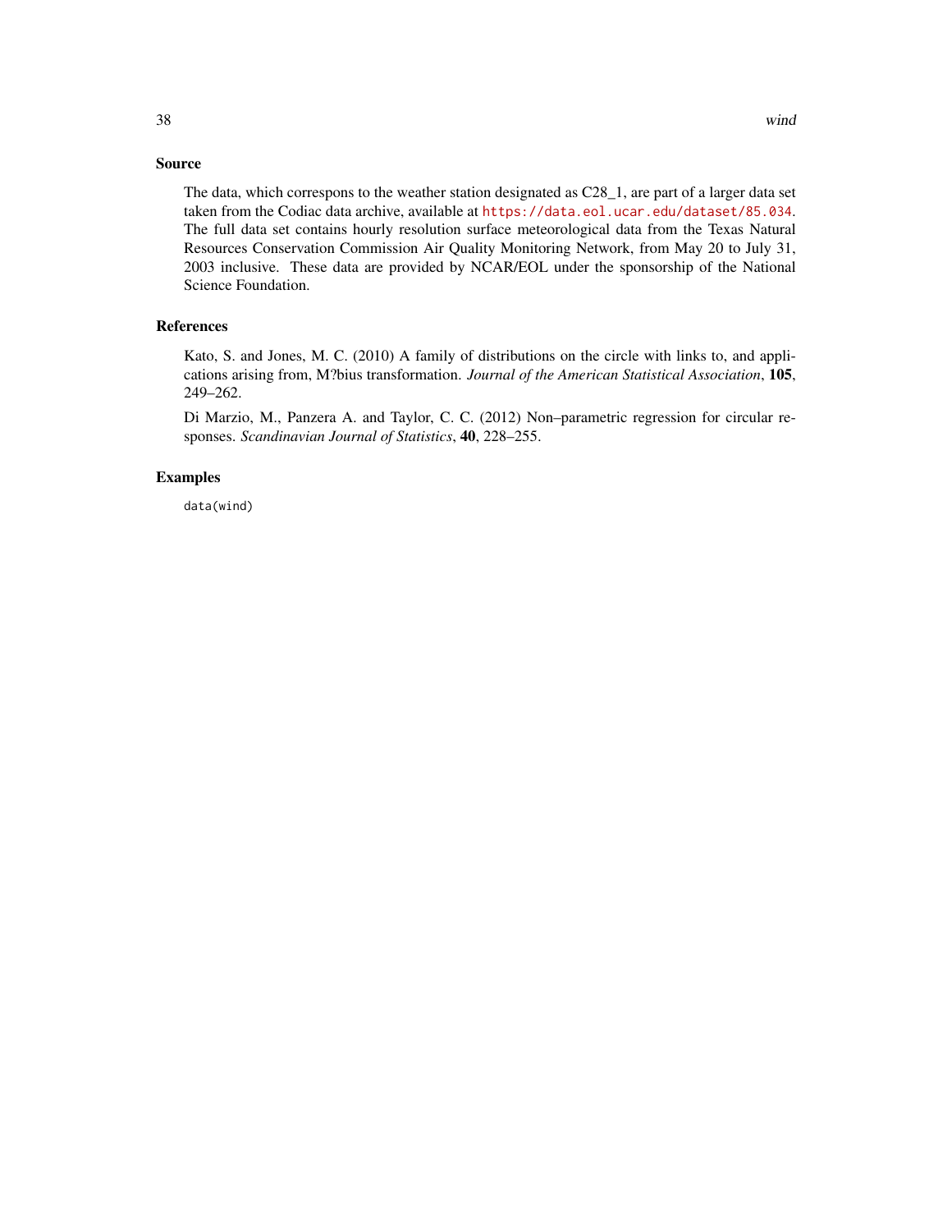## Source

The data, which correspons to the weather station designated as C28_1, are part of a larger data set taken from the Codiac data archive, available at https://data.eol.ucar.edu/dataset/85.034. The full data set contains hourly resolution surface meteorological data from the Texas Natural Resources Conservation Commission Air Quality Monitoring Network, from May 20 to July 31, 2003 inclusive. These data are provided by NCAR/EOL under the sponsorship of the National Science Foundation.

## References

Kato, S. and Jones, M. C. (2010) A family of distributions on the circle with links to, and applications arising from, M?bius transformation. *Journal of the American Statistical Association*, **105**, 249–262.

Di Marzio, M., Panzera A. and Taylor, C. C. (2012) Non–parametric regression for circular responses. *Scandinavian Journal of Statistics*, **40**, 228–255.

## Examples

```
data(wind)
```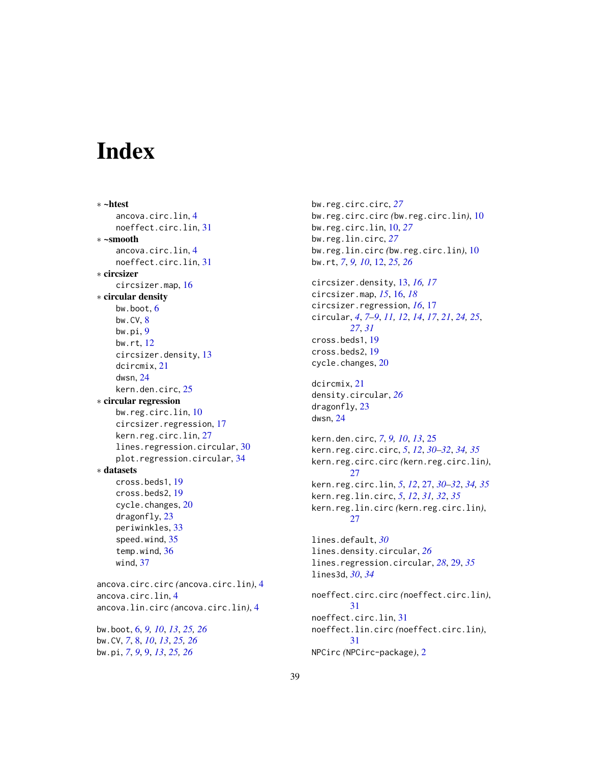# Index

* **~htest**
  ancova.circ.lin, 4
  noeffect.circ.lin, 31
* **~smooth**
  ancova.circ.lin, 4
  noeffect.circ.lin, 31
* **circsizer**
  circsizer.map, 16
* **circular density**
  bw.boot, 6
  bw.CV, 8
  bw.pi, 9
  bw.rt, 12
  circsizer.density, 13
  dcircmix, 21
  dwsn, 24
  kern.den.circ, 25
* **circular regression**
  bw.reg.circ.lin, 10
  circsizer.regression, 17
  kern.reg.circ.lin, 27
  lines.regression.circular, 30
  plot.regression.circular, 34
* **datasets**
  cross.beds1, 19
  cross.beds2, 19
  cycle.changes, 20
  dragonfly, 23
  periwinkles, 33
  speed.wind, 35
  temp.wind, 36
  wind, 37

ancova.circ.circ *(*ancova.circ.lin*)*, 4
ancova.circ.lin, 4
ancova.lin.circ *(*ancova.circ.lin*)*, 4

bw.boot, 6, *9, 10*, *13*, *25, 26*
bw.CV, *7*, 8, *10*, *13*, *25, 26*
bw.pi, *7*, *9*, 9, *13*, *25, 26*
bw.reg.circ.circ, *27*
bw.reg.circ.circ *(*bw.reg.circ.lin*)*, 10
bw.reg.circ.lin, 10, *27*
bw.reg.lin.circ, *27*
bw.reg.lin.circ *(*bw.reg.circ.lin*)*, 10
bw.rt, *7*, *9, 10*, 12, *25, 26*

circsizer.density, 13, *16, 17*
circsizer.map, *15*, 16, *18*
circsizer.regression, *16*, 17
circular, *4*, *7–9*, *11, 12*, *14*, *17*, *21*, *24, 25*, *27*, *31*
cross.beds1, 19
cross.beds2, 19
cycle.changes, 20

dcircmix, 21
density.circular, *26*
dragonfly, 23
dwsn, 24

kern.den.circ, *7*, *9, 10*, *13*, 25
kern.reg.circ.circ, *5*, *12*, *30–32*, *34, 35*
kern.reg.circ.circ *(*kern.reg.circ.lin*)*, 27
kern.reg.circ.lin, *5*, *12*, 27, *30–32*, *34, 35*
kern.reg.lin.circ, *5*, *12*, *31, 32*, *35*
kern.reg.lin.circ *(*kern.reg.circ.lin*)*, 27

lines.default, *30*
lines.density.circular, *26*
lines.regression.circular, *28*, 29, *35*
lines3d, *30*, *34*

noeffect.circ.circ *(*noeffect.circ.lin*)*, 31
noeffect.circ.lin, 31
noeffect.lin.circ *(*noeffect.circ.lin*)*, 31
NPCirc *(*NPCirc-package*)*, 2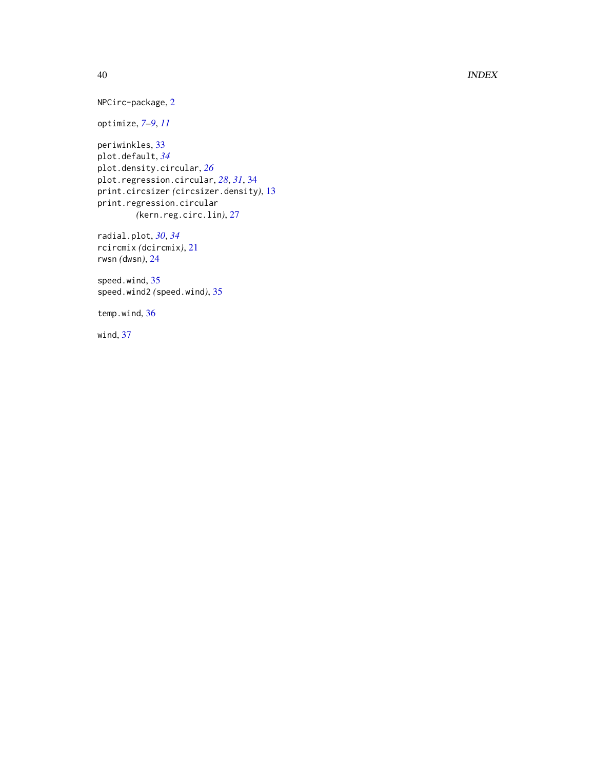NPCirc-package, 2

optimize, *7–9*, *11*

periwinkles, 33
plot.default, *34*
plot.density.circular, *26*
plot.regression.circular, *28*, *31*, 34
print.circsizer *(*circsizer.density*)*, 13
print.regression.circular
*(*kern.reg.circ.lin*)*, 27

radial.plot, *30*, *34*
rcircmix *(*dcircmix*)*, 21
rwsn *(*dwsn*)*, 24

speed.wind, 35
speed.wind2 *(*speed.wind*)*, 35

temp.wind, 36

wind, 37